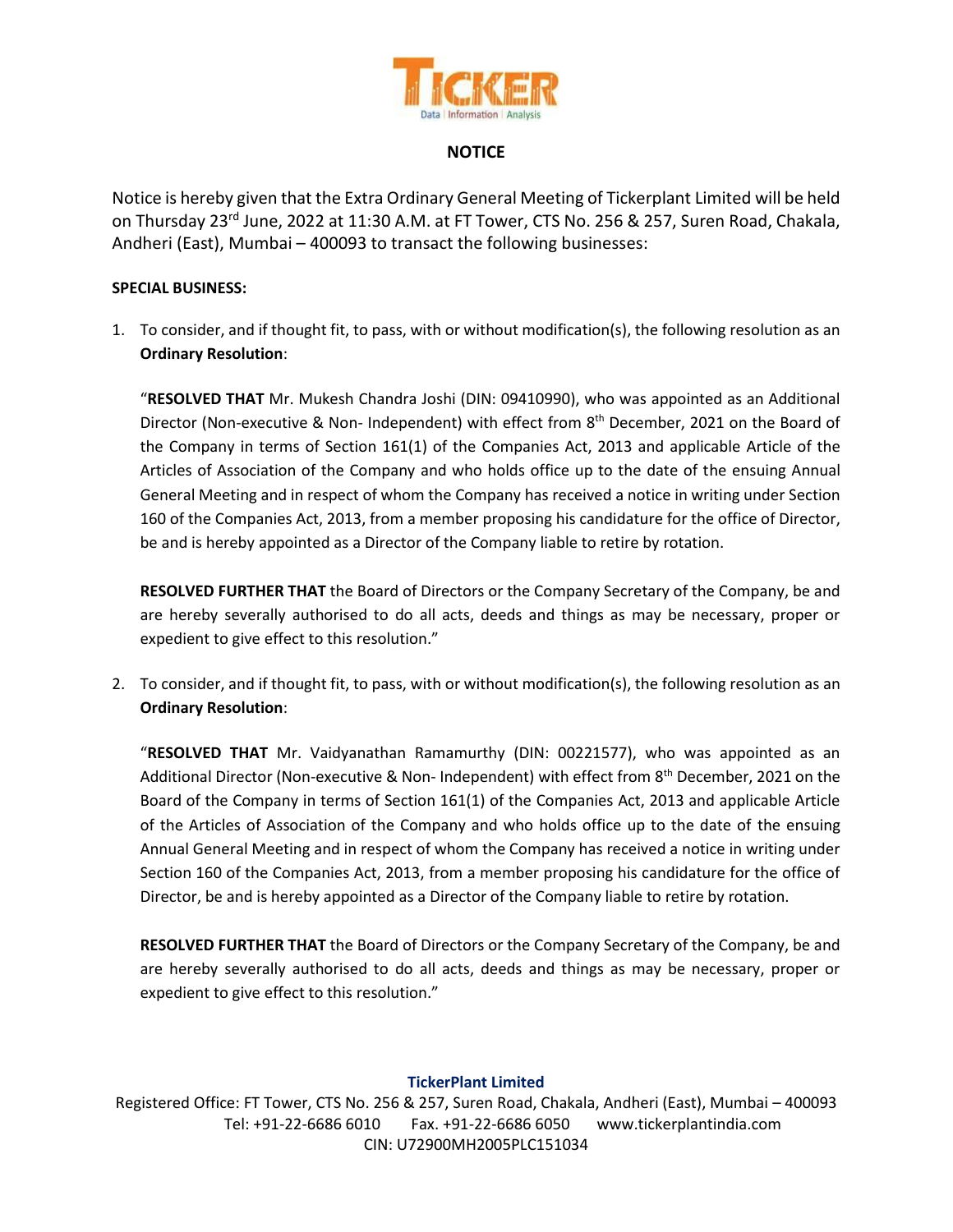# NOTICE

Notice is hereby given that the Extra Ordinary General Meeting of Tickerplant Limited will be held on Thursday 23rd June, 2022 at 11:30 A.M. at FT Tower, CTS No. 256 & 257, Suren Road, Chakala, Andheri (East), Mumbai – 400093 to transact the following businesses:

**SPECIAL BUSINESS:**

1. To consider, and if thought fit, to pass, with or without modification(s), the following resolution as an **Ordinary Resolution**:

   "**RESOLVED THAT** Mr. Mukesh Chandra Joshi (DIN: 09410990), who was appointed as an Additional Director (Non-executive & Non- Independent) with effect from 8th December, 2021 on the Board of the Company in terms of Section 161(1) of the Companies Act, 2013 and applicable Article of the Articles of Association of the Company and who holds office up to the date of the ensuing Annual General Meeting and in respect of whom the Company has received a notice in writing under Section 160 of the Companies Act, 2013, from a member proposing his candidature for the office of Director, be and is hereby appointed as a Director of the Company liable to retire by rotation.

   **RESOLVED FURTHER THAT** the Board of Directors or the Company Secretary of the Company, be and are hereby severally authorised to do all acts, deeds and things as may be necessary, proper or expedient to give effect to this resolution."

2. To consider, and if thought fit, to pass, with or without modification(s), the following resolution as an **Ordinary Resolution**:

   "**RESOLVED THAT** Mr. Vaidyanathan Ramamurthy (DIN: 00221577), who was appointed as an Additional Director (Non-executive & Non- Independent) with effect from 8th December, 2021 on the Board of the Company in terms of Section 161(1) of the Companies Act, 2013 and applicable Article of the Articles of Association of the Company and who holds office up to the date of the ensuing Annual General Meeting and in respect of whom the Company has received a notice in writing under Section 160 of the Companies Act, 2013, from a member proposing his candidature for the office of Director, be and is hereby appointed as a Director of the Company liable to retire by rotation.

   **RESOLVED FURTHER THAT** the Board of Directors or the Company Secretary of the Company, be and are hereby severally authorised to do all acts, deeds and things as may be necessary, proper or expedient to give effect to this resolution."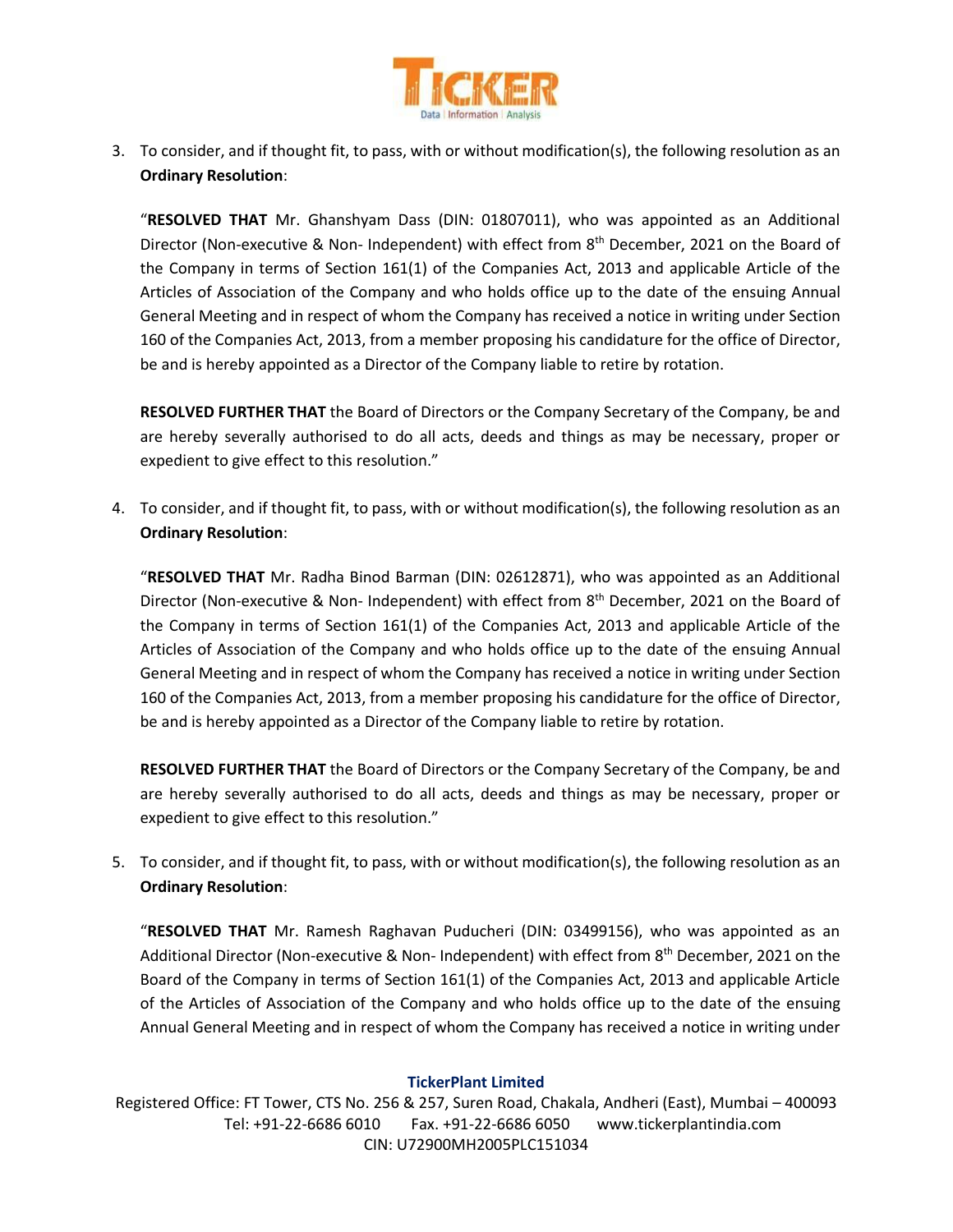3. To consider, and if thought fit, to pass, with or without modification(s), the following resolution as an **Ordinary Resolution**:

   "**RESOLVED THAT** Mr. Ghanshyam Dass (DIN: 01807011), who was appointed as an Additional Director (Non-executive & Non- Independent) with effect from 8th December, 2021 on the Board of the Company in terms of Section 161(1) of the Companies Act, 2013 and applicable Article of the Articles of Association of the Company and who holds office up to the date of the ensuing Annual General Meeting and in respect of whom the Company has received a notice in writing under Section 160 of the Companies Act, 2013, from a member proposing his candidature for the office of Director, be and is hereby appointed as a Director of the Company liable to retire by rotation.

   **RESOLVED FURTHER THAT** the Board of Directors or the Company Secretary of the Company, be and are hereby severally authorised to do all acts, deeds and things as may be necessary, proper or expedient to give effect to this resolution."

4. To consider, and if thought fit, to pass, with or without modification(s), the following resolution as an **Ordinary Resolution**:

   "**RESOLVED THAT** Mr. Radha Binod Barman (DIN: 02612871), who was appointed as an Additional Director (Non-executive & Non- Independent) with effect from 8th December, 2021 on the Board of the Company in terms of Section 161(1) of the Companies Act, 2013 and applicable Article of the Articles of Association of the Company and who holds office up to the date of the ensuing Annual General Meeting and in respect of whom the Company has received a notice in writing under Section 160 of the Companies Act, 2013, from a member proposing his candidature for the office of Director, be and is hereby appointed as a Director of the Company liable to retire by rotation.

   **RESOLVED FURTHER THAT** the Board of Directors or the Company Secretary of the Company, be and are hereby severally authorised to do all acts, deeds and things as may be necessary, proper or expedient to give effect to this resolution."

5. To consider, and if thought fit, to pass, with or without modification(s), the following resolution as an **Ordinary Resolution**:

   "**RESOLVED THAT** Mr. Ramesh Raghavan Puducheri (DIN: 03499156), who was appointed as an Additional Director (Non-executive & Non- Independent) with effect from 8th December, 2021 on the Board of the Company in terms of Section 161(1) of the Companies Act, 2013 and applicable Article of the Articles of Association of the Company and who holds office up to the date of the ensuing Annual General Meeting and in respect of whom the Company has received a notice in writing under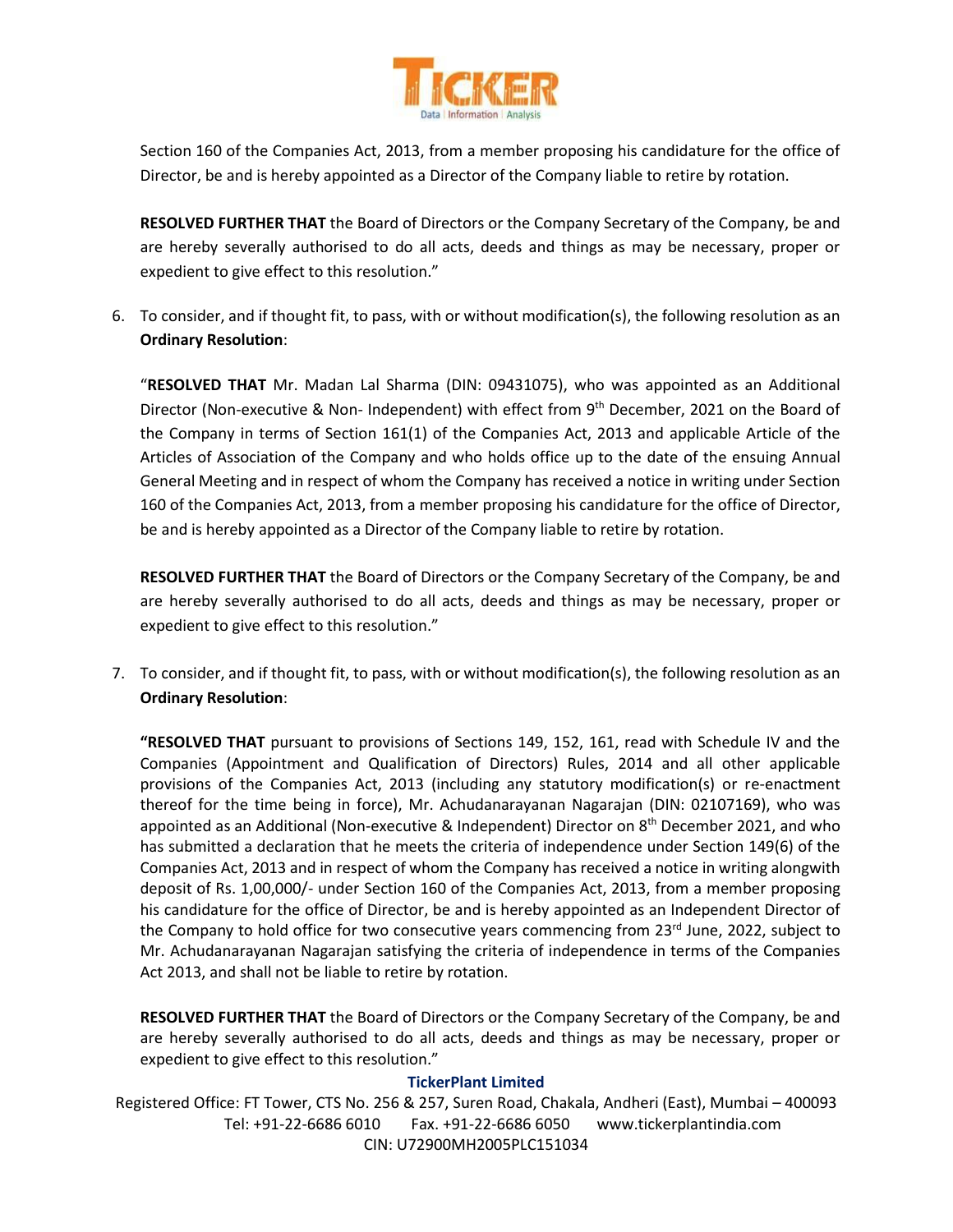Section 160 of the Companies Act, 2013, from a member proposing his candidature for the office of Director, be and is hereby appointed as a Director of the Company liable to retire by rotation.

**RESOLVED FURTHER THAT** the Board of Directors or the Company Secretary of the Company, be and are hereby severally authorised to do all acts, deeds and things as may be necessary, proper or expedient to give effect to this resolution."

6. To consider, and if thought fit, to pass, with or without modification(s), the following resolution as an **Ordinary Resolution**:

   "**RESOLVED THAT** Mr. Madan Lal Sharma (DIN: 09431075), who was appointed as an Additional Director (Non-executive & Non- Independent) with effect from 9th December, 2021 on the Board of the Company in terms of Section 161(1) of the Companies Act, 2013 and applicable Article of the Articles of Association of the Company and who holds office up to the date of the ensuing Annual General Meeting and in respect of whom the Company has received a notice in writing under Section 160 of the Companies Act, 2013, from a member proposing his candidature for the office of Director, be and is hereby appointed as a Director of the Company liable to retire by rotation.

   **RESOLVED FURTHER THAT** the Board of Directors or the Company Secretary of the Company, be and are hereby severally authorised to do all acts, deeds and things as may be necessary, proper or expedient to give effect to this resolution."

7. To consider, and if thought fit, to pass, with or without modification(s), the following resolution as an **Ordinary Resolution**:

   **"RESOLVED THAT** pursuant to provisions of Sections 149, 152, 161, read with Schedule IV and the Companies (Appointment and Qualification of Directors) Rules, 2014 and all other applicable provisions of the Companies Act, 2013 (including any statutory modification(s) or re-enactment thereof for the time being in force), Mr. Achudanarayanan Nagarajan (DIN: 02107169), who was appointed as an Additional (Non-executive & Independent) Director on 8th December 2021, and who has submitted a declaration that he meets the criteria of independence under Section 149(6) of the Companies Act, 2013 and in respect of whom the Company has received a notice in writing alongwith deposit of Rs. 1,00,000/- under Section 160 of the Companies Act, 2013, from a member proposing his candidature for the office of Director, be and is hereby appointed as an Independent Director of the Company to hold office for two consecutive years commencing from 23rd June, 2022, subject to Mr. Achudanarayanan Nagarajan satisfying the criteria of independence in terms of the Companies Act 2013, and shall not be liable to retire by rotation.

   **RESOLVED FURTHER THAT** the Board of Directors or the Company Secretary of the Company, be and are hereby severally authorised to do all acts, deeds and things as may be necessary, proper or expedient to give effect to this resolution."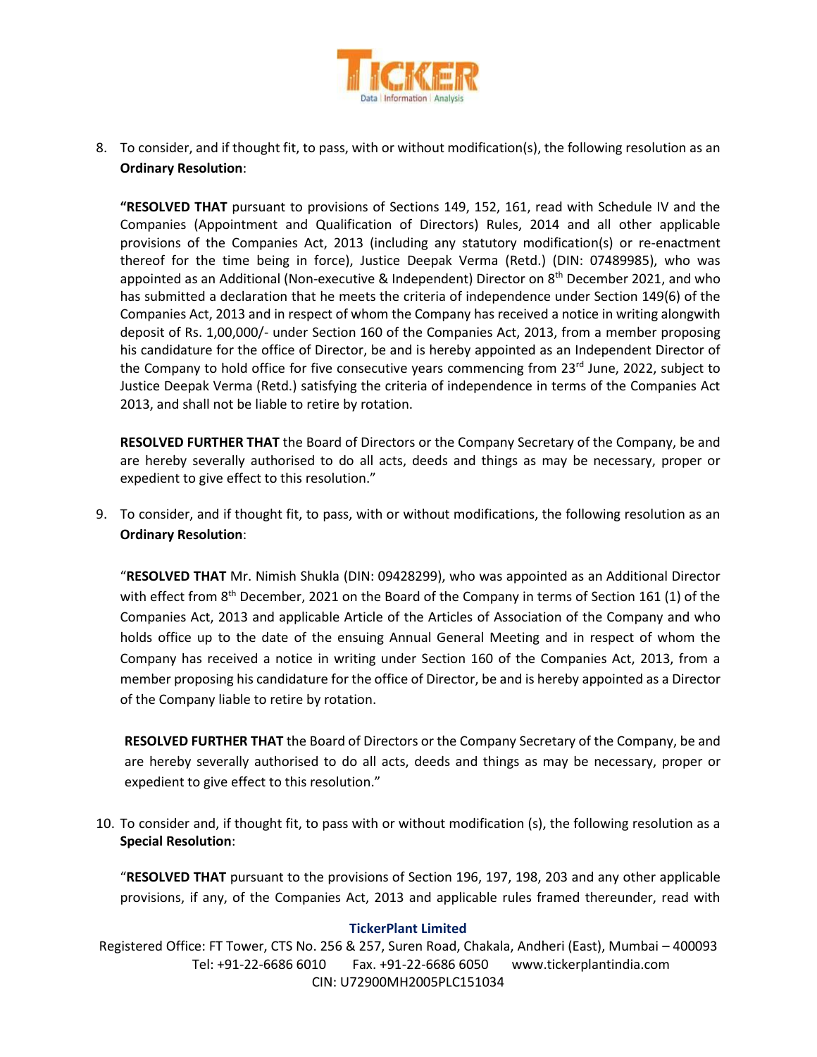8. To consider, and if thought fit, to pass, with or without modification(s), the following resolution as an **Ordinary Resolution**:

   **"RESOLVED THAT** pursuant to provisions of Sections 149, 152, 161, read with Schedule IV and the Companies (Appointment and Qualification of Directors) Rules, 2014 and all other applicable provisions of the Companies Act, 2013 (including any statutory modification(s) or re-enactment thereof for the time being in force), Justice Deepak Verma (Retd.) (DIN: 07489985), who was appointed as an Additional (Non-executive & Independent) Director on 8th December 2021, and who has submitted a declaration that he meets the criteria of independence under Section 149(6) of the Companies Act, 2013 and in respect of whom the Company has received a notice in writing alongwith deposit of Rs. 1,00,000/- under Section 160 of the Companies Act, 2013, from a member proposing his candidature for the office of Director, be and is hereby appointed as an Independent Director of the Company to hold office for five consecutive years commencing from 23rd June, 2022, subject to Justice Deepak Verma (Retd.) satisfying the criteria of independence in terms of the Companies Act 2013, and shall not be liable to retire by rotation.

   **RESOLVED FURTHER THAT** the Board of Directors or the Company Secretary of the Company, be and are hereby severally authorised to do all acts, deeds and things as may be necessary, proper or expedient to give effect to this resolution."

9. To consider, and if thought fit, to pass, with or without modifications, the following resolution as an **Ordinary Resolution**:

   "**RESOLVED THAT** Mr. Nimish Shukla (DIN: 09428299), who was appointed as an Additional Director with effect from 8th December, 2021 on the Board of the Company in terms of Section 161 (1) of the Companies Act, 2013 and applicable Article of the Articles of Association of the Company and who holds office up to the date of the ensuing Annual General Meeting and in respect of whom the Company has received a notice in writing under Section 160 of the Companies Act, 2013, from a member proposing his candidature for the office of Director, be and is hereby appointed as a Director of the Company liable to retire by rotation.

   **RESOLVED FURTHER THAT** the Board of Directors or the Company Secretary of the Company, be and are hereby severally authorised to do all acts, deeds and things as may be necessary, proper or expedient to give effect to this resolution."

10. To consider and, if thought fit, to pass with or without modification (s), the following resolution as a **Special Resolution**:

    "**RESOLVED THAT** pursuant to the provisions of Section 196, 197, 198, 203 and any other applicable provisions, if any, of the Companies Act, 2013 and applicable rules framed thereunder, read with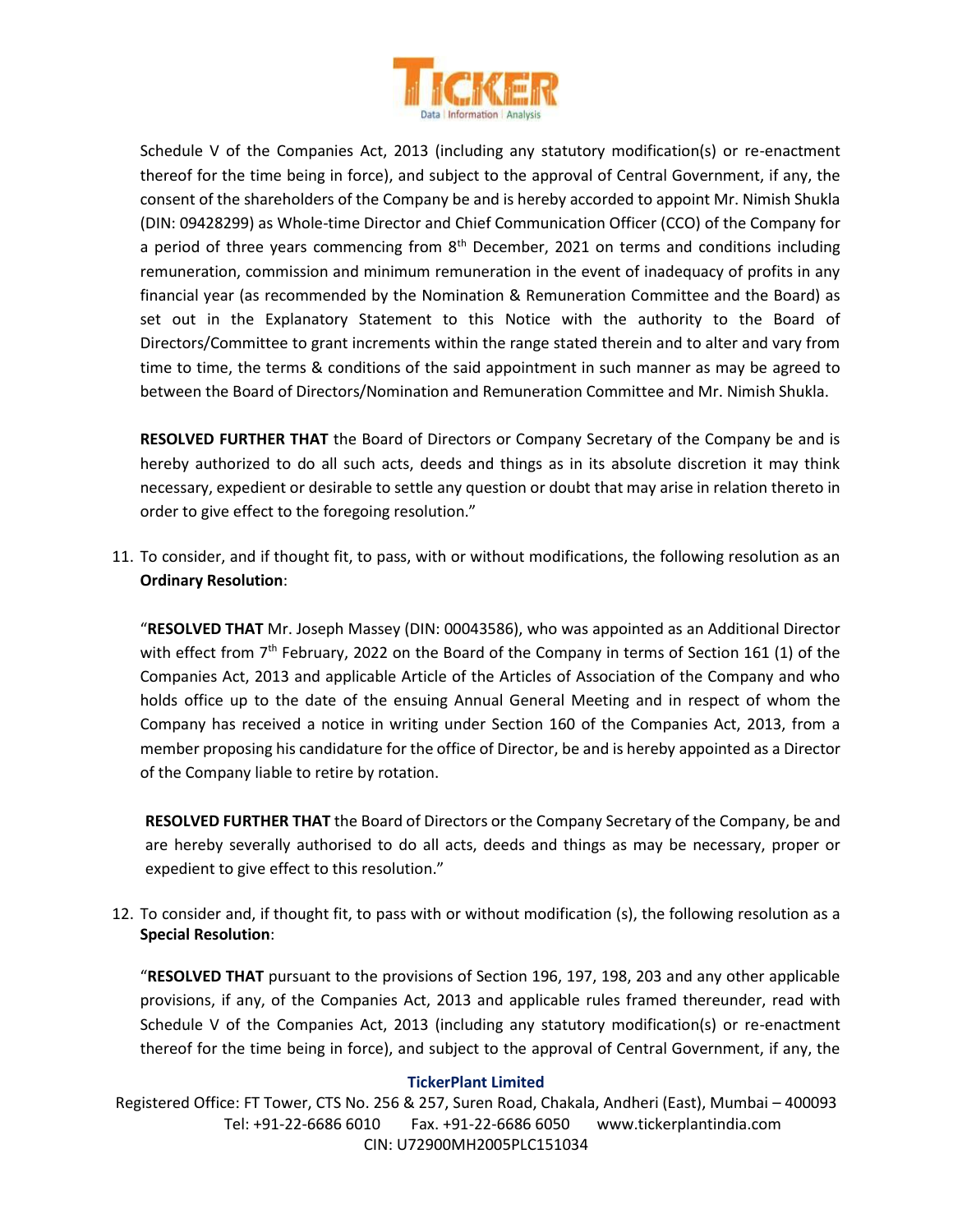Schedule V of the Companies Act, 2013 (including any statutory modification(s) or re-enactment thereof for the time being in force), and subject to the approval of Central Government, if any, the consent of the shareholders of the Company be and is hereby accorded to appoint Mr. Nimish Shukla (DIN: 09428299) as Whole-time Director and Chief Communication Officer (CCO) of the Company for a period of three years commencing from 8th December, 2021 on terms and conditions including remuneration, commission and minimum remuneration in the event of inadequacy of profits in any financial year (as recommended by the Nomination & Remuneration Committee and the Board) as set out in the Explanatory Statement to this Notice with the authority to the Board of Directors/Committee to grant increments within the range stated therein and to alter and vary from time to time, the terms & conditions of the said appointment in such manner as may be agreed to between the Board of Directors/Nomination and Remuneration Committee and Mr. Nimish Shukla.

**RESOLVED FURTHER THAT** the Board of Directors or Company Secretary of the Company be and is hereby authorized to do all such acts, deeds and things as in its absolute discretion it may think necessary, expedient or desirable to settle any question or doubt that may arise in relation thereto in order to give effect to the foregoing resolution."

11. To consider, and if thought fit, to pass, with or without modifications, the following resolution as an **Ordinary Resolution**:

   "**RESOLVED THAT** Mr. Joseph Massey (DIN: 00043586), who was appointed as an Additional Director with effect from 7th February, 2022 on the Board of the Company in terms of Section 161 (1) of the Companies Act, 2013 and applicable Article of the Articles of Association of the Company and who holds office up to the date of the ensuing Annual General Meeting and in respect of whom the Company has received a notice in writing under Section 160 of the Companies Act, 2013, from a member proposing his candidature for the office of Director, be and is hereby appointed as a Director of the Company liable to retire by rotation.

   **RESOLVED FURTHER THAT** the Board of Directors or the Company Secretary of the Company, be and are hereby severally authorised to do all acts, deeds and things as may be necessary, proper or expedient to give effect to this resolution."

12. To consider and, if thought fit, to pass with or without modification (s), the following resolution as a **Special Resolution**:

   "**RESOLVED THAT** pursuant to the provisions of Section 196, 197, 198, 203 and any other applicable provisions, if any, of the Companies Act, 2013 and applicable rules framed thereunder, read with Schedule V of the Companies Act, 2013 (including any statutory modification(s) or re-enactment thereof for the time being in force), and subject to the approval of Central Government, if any, the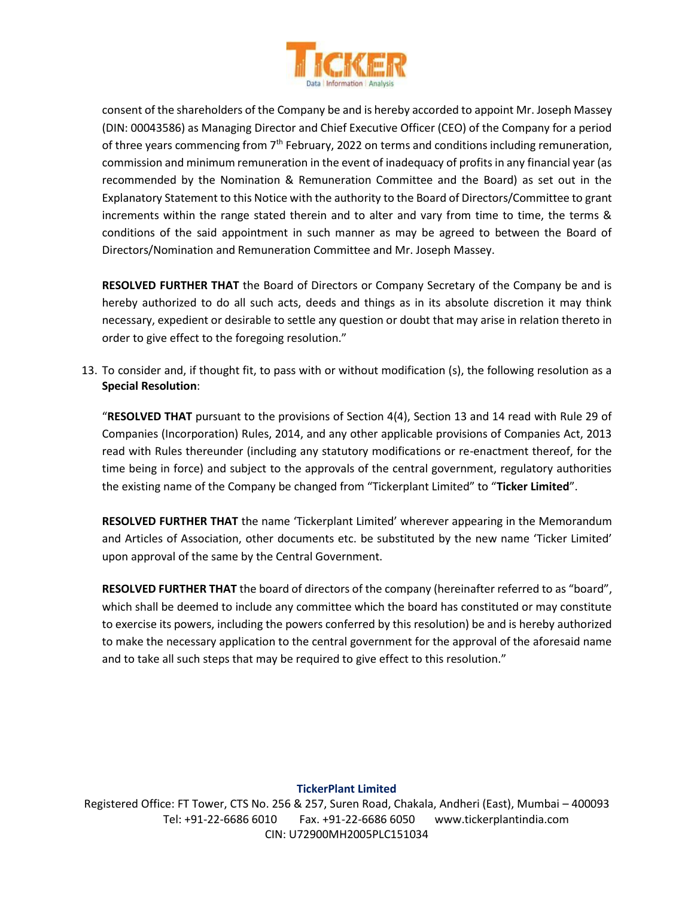consent of the shareholders of the Company be and is hereby accorded to appoint Mr. Joseph Massey (DIN: 00043586) as Managing Director and Chief Executive Officer (CEO) of the Company for a period of three years commencing from 7th February, 2022 on terms and conditions including remuneration, commission and minimum remuneration in the event of inadequacy of profits in any financial year (as recommended by the Nomination & Remuneration Committee and the Board) as set out in the Explanatory Statement to this Notice with the authority to the Board of Directors/Committee to grant increments within the range stated therein and to alter and vary from time to time, the terms & conditions of the said appointment in such manner as may be agreed to between the Board of Directors/Nomination and Remuneration Committee and Mr. Joseph Massey.

**RESOLVED FURTHER THAT** the Board of Directors or Company Secretary of the Company be and is hereby authorized to do all such acts, deeds and things as in its absolute discretion it may think necessary, expedient or desirable to settle any question or doubt that may arise in relation thereto in order to give effect to the foregoing resolution."

13. To consider and, if thought fit, to pass with or without modification (s), the following resolution as a **Special Resolution**:

"**RESOLVED THAT** pursuant to the provisions of Section 4(4), Section 13 and 14 read with Rule 29 of Companies (Incorporation) Rules, 2014, and any other applicable provisions of Companies Act, 2013 read with Rules thereunder (including any statutory modifications or re-enactment thereof, for the time being in force) and subject to the approvals of the central government, regulatory authorities the existing name of the Company be changed from "Tickerplant Limited" to "**Ticker Limited**".

**RESOLVED FURTHER THAT** the name 'Tickerplant Limited' wherever appearing in the Memorandum and Articles of Association, other documents etc. be substituted by the new name 'Ticker Limited' upon approval of the same by the Central Government.

**RESOLVED FURTHER THAT** the board of directors of the company (hereinafter referred to as "board", which shall be deemed to include any committee which the board has constituted or may constitute to exercise its powers, including the powers conferred by this resolution) be and is hereby authorized to make the necessary application to the central government for the approval of the aforesaid name and to take all such steps that may be required to give effect to this resolution."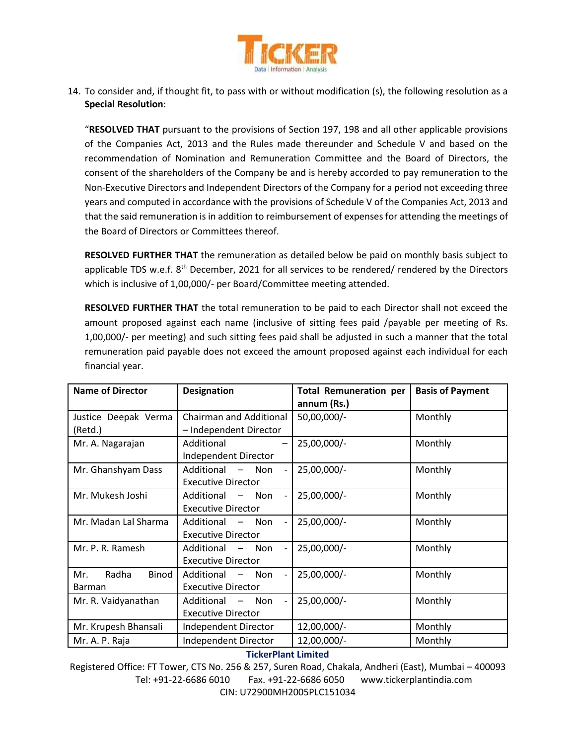14. To consider and, if thought fit, to pass with or without modification (s), the following resolution as a **Special Resolution**:

"**RESOLVED THAT** pursuant to the provisions of Section 197, 198 and all other applicable provisions of the Companies Act, 2013 and the Rules made thereunder and Schedule V and based on the recommendation of Nomination and Remuneration Committee and the Board of Directors, the consent of the shareholders of the Company be and is hereby accorded to pay remuneration to the Non-Executive Directors and Independent Directors of the Company for a period not exceeding three years and computed in accordance with the provisions of Schedule V of the Companies Act, 2013 and that the said remuneration is in addition to reimbursement of expenses for attending the meetings of the Board of Directors or Committees thereof.

**RESOLVED FURTHER THAT** the remuneration as detailed below be paid on monthly basis subject to applicable TDS w.e.f. 8th December, 2021 for all services to be rendered/ rendered by the Directors which is inclusive of 1,00,000/- per Board/Committee meeting attended.

**RESOLVED FURTHER THAT** the total remuneration to be paid to each Director shall not exceed the amount proposed against each name (inclusive of sitting fees paid /payable per meeting of Rs. 1,00,000/- per meeting) and such sitting fees paid shall be adjusted in such a manner that the total remuneration paid payable does not exceed the amount proposed against each individual for each financial year.

| Name of Director | Designation | Total Remuneration per annum (Rs.) | Basis of Payment |
|---|---|---|---|
| Justice Deepak Verma (Retd.) | Chairman and Additional – Independent Director | 50,00,000/- | Monthly |
| Mr. A. Nagarajan | Additional – Independent Director | 25,00,000/- | Monthly |
| Mr. Ghanshyam Dass | Additional – Non - Executive Director | 25,00,000/- | Monthly |
| Mr. Mukesh Joshi | Additional – Non - Executive Director | 25,00,000/- | Monthly |
| Mr. Madan Lal Sharma | Additional – Non - Executive Director | 25,00,000/- | Monthly |
| Mr. P. R. Ramesh | Additional – Non - Executive Director | 25,00,000/- | Monthly |
| Mr. Radha Binod Barman | Additional – Non - Executive Director | 25,00,000/- | Monthly |
| Mr. R. Vaidyanathan | Additional – Non - Executive Director | 25,00,000/- | Monthly |
| Mr. Krupesh Bhansali | Independent Director | 12,00,000/- | Monthly |
| Mr. A. P. Raja | Independent Director | 12,00,000/- | Monthly |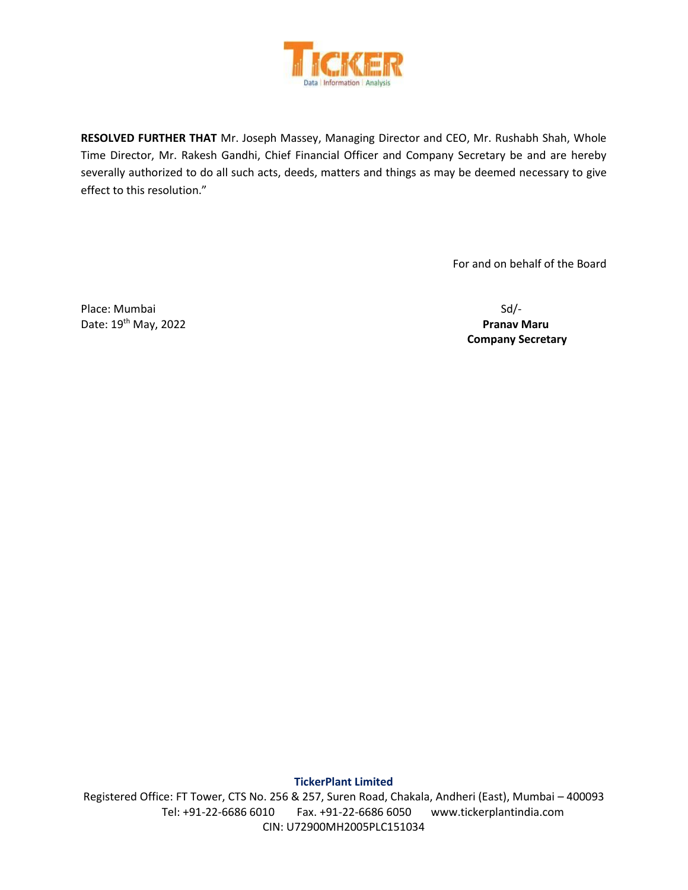**RESOLVED FURTHER THAT** Mr. Joseph Massey, Managing Director and CEO, Mr. Rushabh Shah, Whole Time Director, Mr. Rakesh Gandhi, Chief Financial Officer and Company Secretary be and are hereby severally authorized to do all such acts, deeds, matters and things as may be deemed necessary to give effect to this resolution."

For and on behalf of the Board

Place: Mumbai

Date: 19th May, 2022

Sd/-

**Pranav Maru**

**Company Secretary**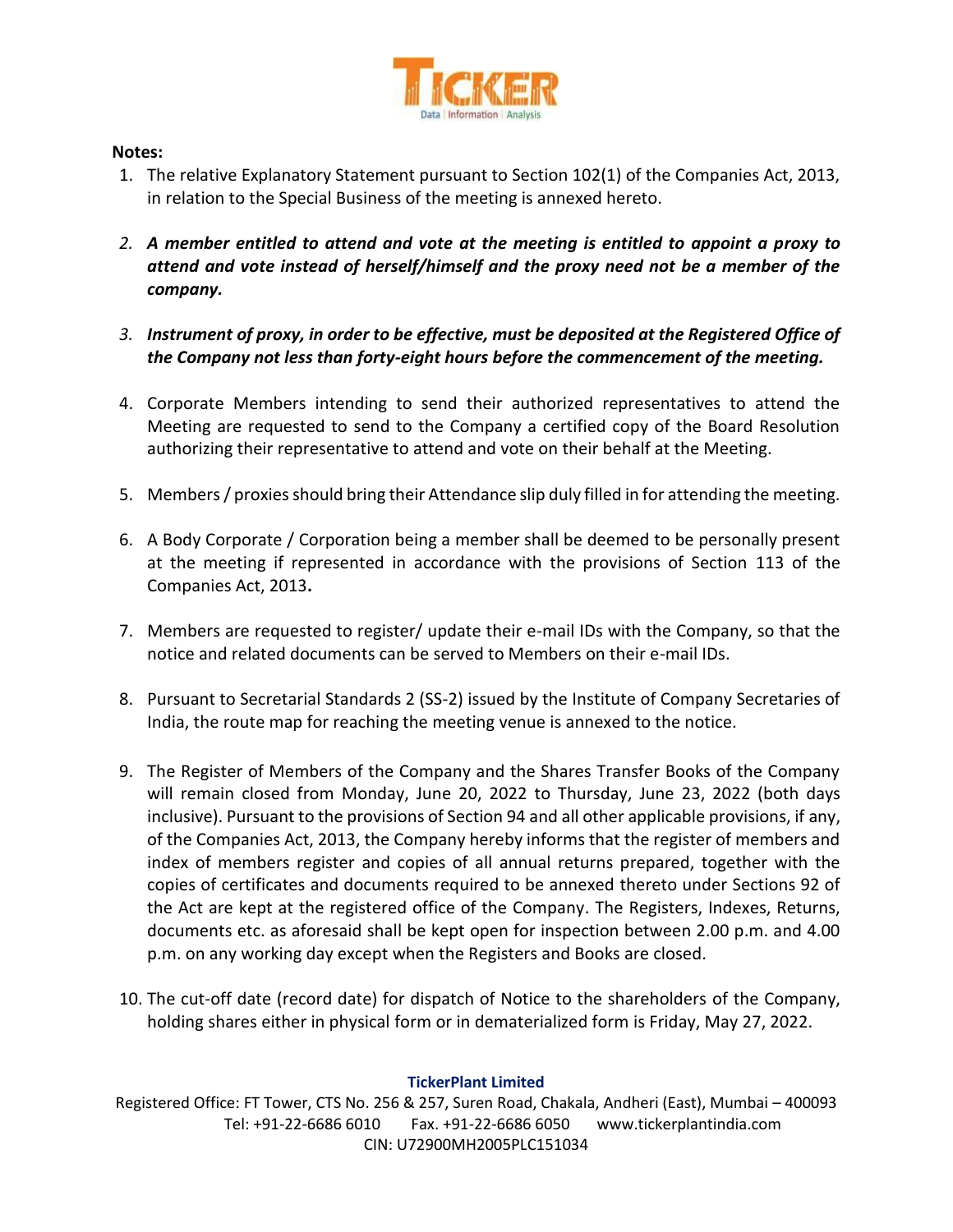**Notes:**

1. The relative Explanatory Statement pursuant to Section 102(1) of the Companies Act, 2013, in relation to the Special Business of the meeting is annexed hereto.

2. ***A member entitled to attend and vote at the meeting is entitled to appoint a proxy to attend and vote instead of herself/himself and the proxy need not be a member of the company.***

3. ***Instrument of proxy, in order to be effective, must be deposited at the Registered Office of the Company not less than forty-eight hours before the commencement of the meeting.***

4. Corporate Members intending to send their authorized representatives to attend the Meeting are requested to send to the Company a certified copy of the Board Resolution authorizing their representative to attend and vote on their behalf at the Meeting.

5. Members / proxies should bring their Attendance slip duly filled in for attending the meeting.

6. A Body Corporate / Corporation being a member shall be deemed to be personally present at the meeting if represented in accordance with the provisions of Section 113 of the Companies Act, 2013.

7. Members are requested to register/ update their e-mail IDs with the Company, so that the notice and related documents can be served to Members on their e-mail IDs.

8. Pursuant to Secretarial Standards 2 (SS-2) issued by the Institute of Company Secretaries of India, the route map for reaching the meeting venue is annexed to the notice.

9. The Register of Members of the Company and the Shares Transfer Books of the Company will remain closed from Monday, June 20, 2022 to Thursday, June 23, 2022 (both days inclusive). Pursuant to the provisions of Section 94 and all other applicable provisions, if any, of the Companies Act, 2013, the Company hereby informs that the register of members and index of members register and copies of all annual returns prepared, together with the copies of certificates and documents required to be annexed thereto under Sections 92 of the Act are kept at the registered office of the Company. The Registers, Indexes, Returns, documents etc. as aforesaid shall be kept open for inspection between 2.00 p.m. and 4.00 p.m. on any working day except when the Registers and Books are closed.

10. The cut-off date (record date) for dispatch of Notice to the shareholders of the Company, holding shares either in physical form or in dematerialized form is Friday, May 27, 2022.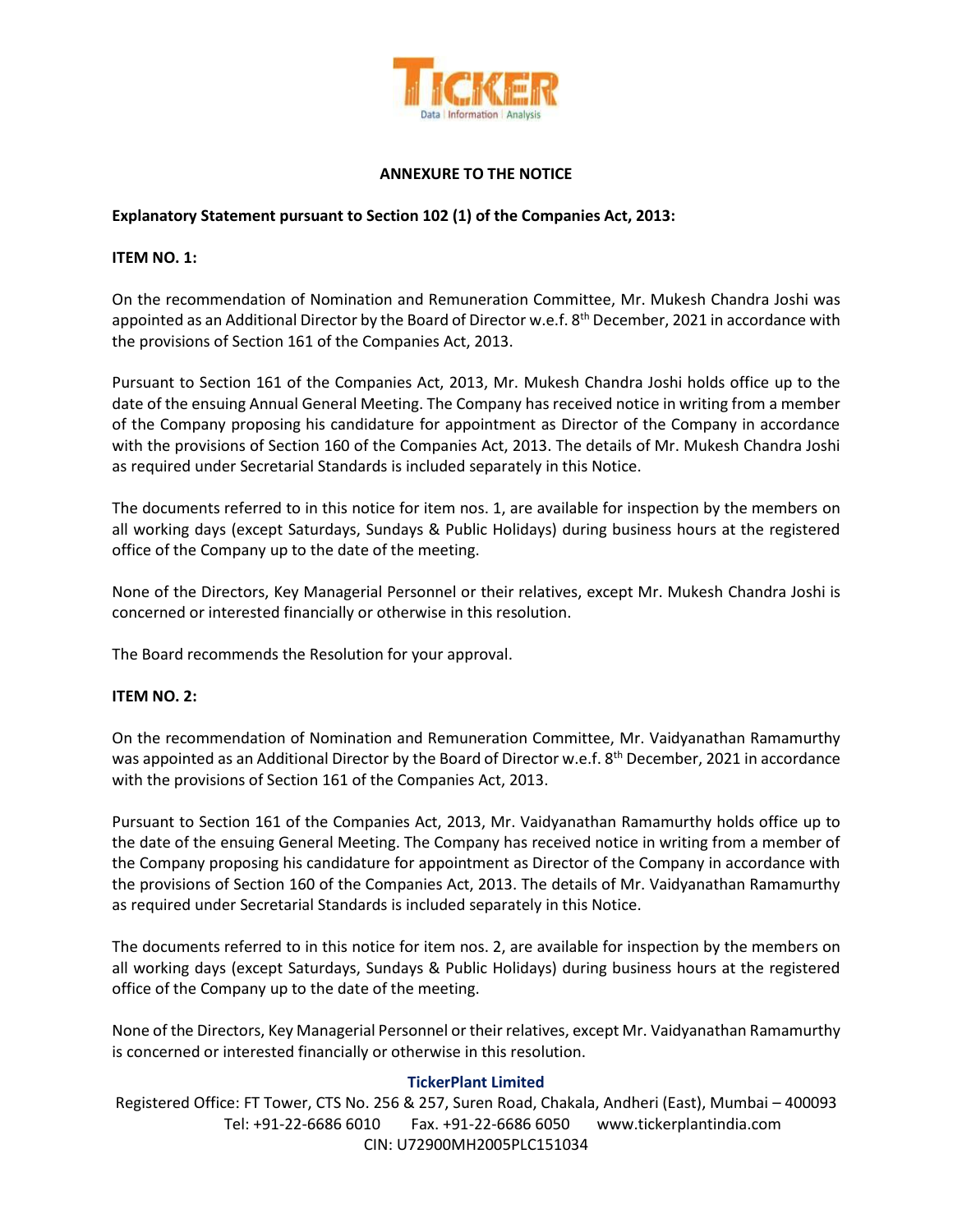## ANNEXURE TO THE NOTICE

**Explanatory Statement pursuant to Section 102 (1) of the Companies Act, 2013:**

**ITEM NO. 1:**

On the recommendation of Nomination and Remuneration Committee, Mr. Mukesh Chandra Joshi was appointed as an Additional Director by the Board of Director w.e.f. 8th December, 2021 in accordance with the provisions of Section 161 of the Companies Act, 2013.

Pursuant to Section 161 of the Companies Act, 2013, Mr. Mukesh Chandra Joshi holds office up to the date of the ensuing Annual General Meeting. The Company has received notice in writing from a member of the Company proposing his candidature for appointment as Director of the Company in accordance with the provisions of Section 160 of the Companies Act, 2013. The details of Mr. Mukesh Chandra Joshi as required under Secretarial Standards is included separately in this Notice.

The documents referred to in this notice for item nos. 1, are available for inspection by the members on all working days (except Saturdays, Sundays & Public Holidays) during business hours at the registered office of the Company up to the date of the meeting.

None of the Directors, Key Managerial Personnel or their relatives, except Mr. Mukesh Chandra Joshi is concerned or interested financially or otherwise in this resolution.

The Board recommends the Resolution for your approval.

**ITEM NO. 2:**

On the recommendation of Nomination and Remuneration Committee, Mr. Vaidyanathan Ramamurthy was appointed as an Additional Director by the Board of Director w.e.f. 8th December, 2021 in accordance with the provisions of Section 161 of the Companies Act, 2013.

Pursuant to Section 161 of the Companies Act, 2013, Mr. Vaidyanathan Ramamurthy holds office up to the date of the ensuing General Meeting. The Company has received notice in writing from a member of the Company proposing his candidature for appointment as Director of the Company in accordance with the provisions of Section 160 of the Companies Act, 2013. The details of Mr. Vaidyanathan Ramamurthy as required under Secretarial Standards is included separately in this Notice.

The documents referred to in this notice for item nos. 2, are available for inspection by the members on all working days (except Saturdays, Sundays & Public Holidays) during business hours at the registered office of the Company up to the date of the meeting.

None of the Directors, Key Managerial Personnel or their relatives, except Mr. Vaidyanathan Ramamurthy is concerned or interested financially or otherwise in this resolution.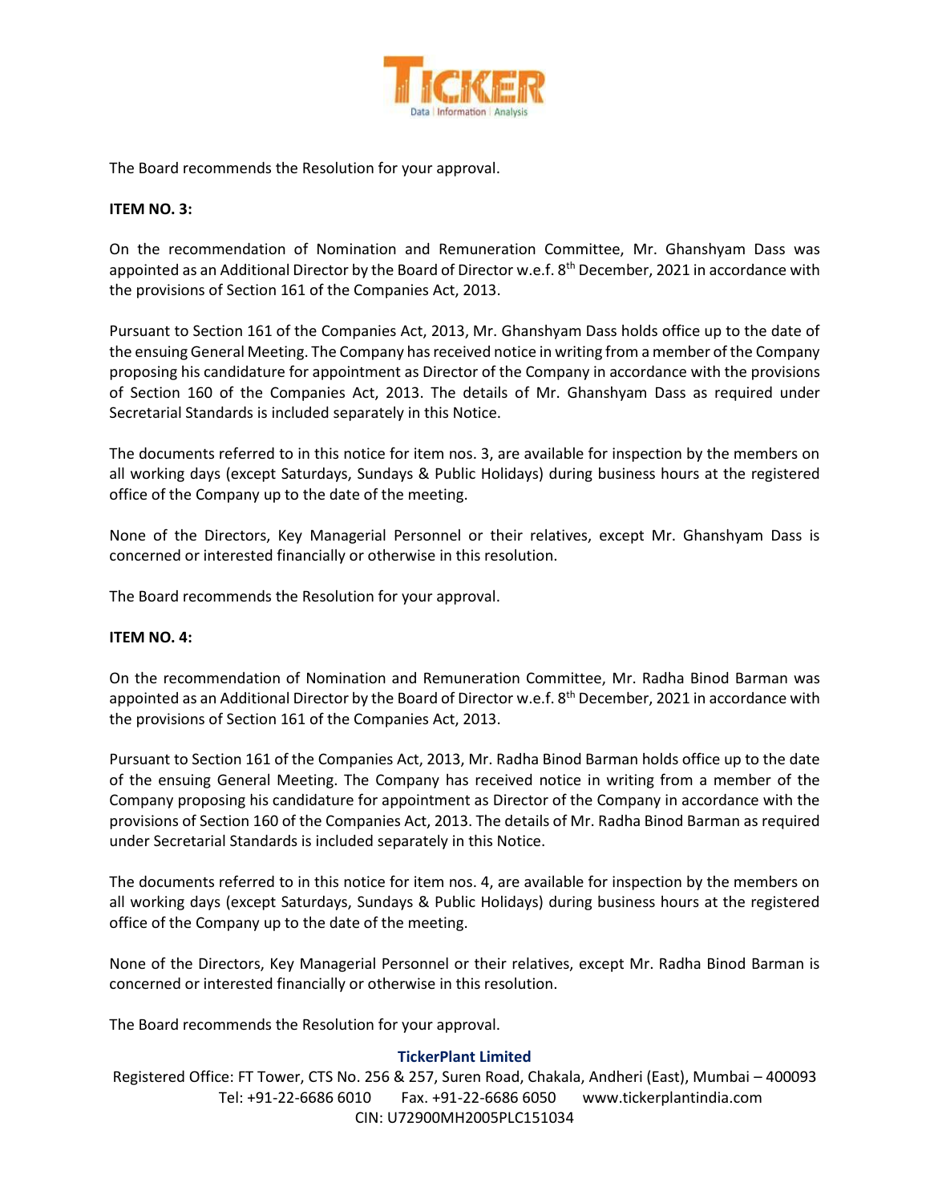The Board recommends the Resolution for your approval.

**ITEM NO. 3:**

On the recommendation of Nomination and Remuneration Committee, Mr. Ghanshyam Dass was appointed as an Additional Director by the Board of Director w.e.f. 8th December, 2021 in accordance with the provisions of Section 161 of the Companies Act, 2013.

Pursuant to Section 161 of the Companies Act, 2013, Mr. Ghanshyam Dass holds office up to the date of the ensuing General Meeting. The Company has received notice in writing from a member of the Company proposing his candidature for appointment as Director of the Company in accordance with the provisions of Section 160 of the Companies Act, 2013. The details of Mr. Ghanshyam Dass as required under Secretarial Standards is included separately in this Notice.

The documents referred to in this notice for item nos. 3, are available for inspection by the members on all working days (except Saturdays, Sundays & Public Holidays) during business hours at the registered office of the Company up to the date of the meeting.

None of the Directors, Key Managerial Personnel or their relatives, except Mr. Ghanshyam Dass is concerned or interested financially or otherwise in this resolution.

The Board recommends the Resolution for your approval.

**ITEM NO. 4:**

On the recommendation of Nomination and Remuneration Committee, Mr. Radha Binod Barman was appointed as an Additional Director by the Board of Director w.e.f. 8th December, 2021 in accordance with the provisions of Section 161 of the Companies Act, 2013.

Pursuant to Section 161 of the Companies Act, 2013, Mr. Radha Binod Barman holds office up to the date of the ensuing General Meeting. The Company has received notice in writing from a member of the Company proposing his candidature for appointment as Director of the Company in accordance with the provisions of Section 160 of the Companies Act, 2013. The details of Mr. Radha Binod Barman as required under Secretarial Standards is included separately in this Notice.

The documents referred to in this notice for item nos. 4, are available for inspection by the members on all working days (except Saturdays, Sundays & Public Holidays) during business hours at the registered office of the Company up to the date of the meeting.

None of the Directors, Key Managerial Personnel or their relatives, except Mr. Radha Binod Barman is concerned or interested financially or otherwise in this resolution.

The Board recommends the Resolution for your approval.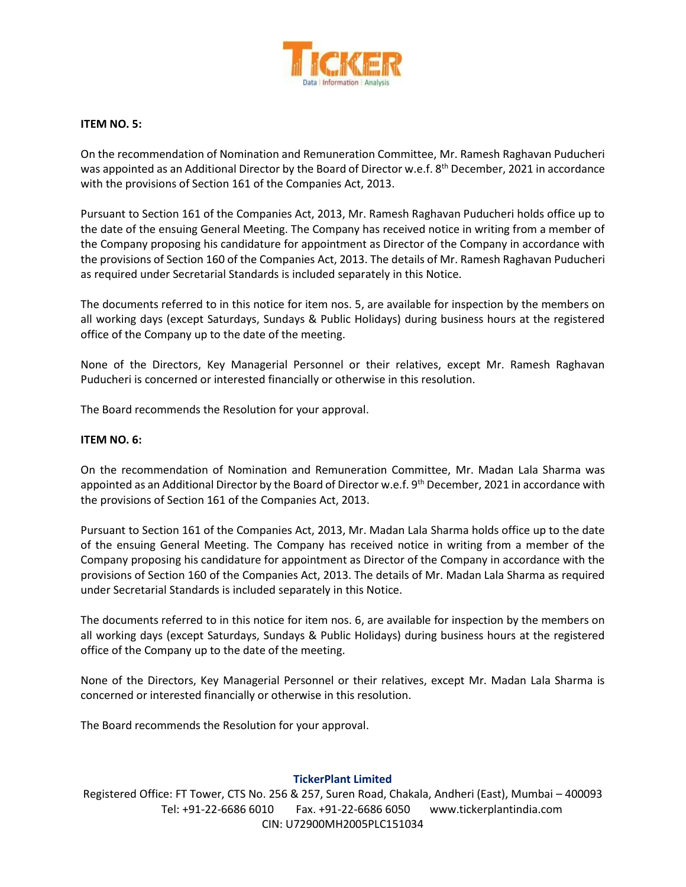**ITEM NO. 5:**

On the recommendation of Nomination and Remuneration Committee, Mr. Ramesh Raghavan Puducheri was appointed as an Additional Director by the Board of Director w.e.f. 8th December, 2021 in accordance with the provisions of Section 161 of the Companies Act, 2013.

Pursuant to Section 161 of the Companies Act, 2013, Mr. Ramesh Raghavan Puducheri holds office up to the date of the ensuing General Meeting. The Company has received notice in writing from a member of the Company proposing his candidature for appointment as Director of the Company in accordance with the provisions of Section 160 of the Companies Act, 2013. The details of Mr. Ramesh Raghavan Puducheri as required under Secretarial Standards is included separately in this Notice.

The documents referred to in this notice for item nos. 5, are available for inspection by the members on all working days (except Saturdays, Sundays & Public Holidays) during business hours at the registered office of the Company up to the date of the meeting.

None of the Directors, Key Managerial Personnel or their relatives, except Mr. Ramesh Raghavan Puducheri is concerned or interested financially or otherwise in this resolution.

The Board recommends the Resolution for your approval.

**ITEM NO. 6:**

On the recommendation of Nomination and Remuneration Committee, Mr. Madan Lala Sharma was appointed as an Additional Director by the Board of Director w.e.f. 9th December, 2021 in accordance with the provisions of Section 161 of the Companies Act, 2013.

Pursuant to Section 161 of the Companies Act, 2013, Mr. Madan Lala Sharma holds office up to the date of the ensuing General Meeting. The Company has received notice in writing from a member of the Company proposing his candidature for appointment as Director of the Company in accordance with the provisions of Section 160 of the Companies Act, 2013. The details of Mr. Madan Lala Sharma as required under Secretarial Standards is included separately in this Notice.

The documents referred to in this notice for item nos. 6, are available for inspection by the members on all working days (except Saturdays, Sundays & Public Holidays) during business hours at the registered office of the Company up to the date of the meeting.

None of the Directors, Key Managerial Personnel or their relatives, except Mr. Madan Lala Sharma is concerned or interested financially or otherwise in this resolution.

The Board recommends the Resolution for your approval.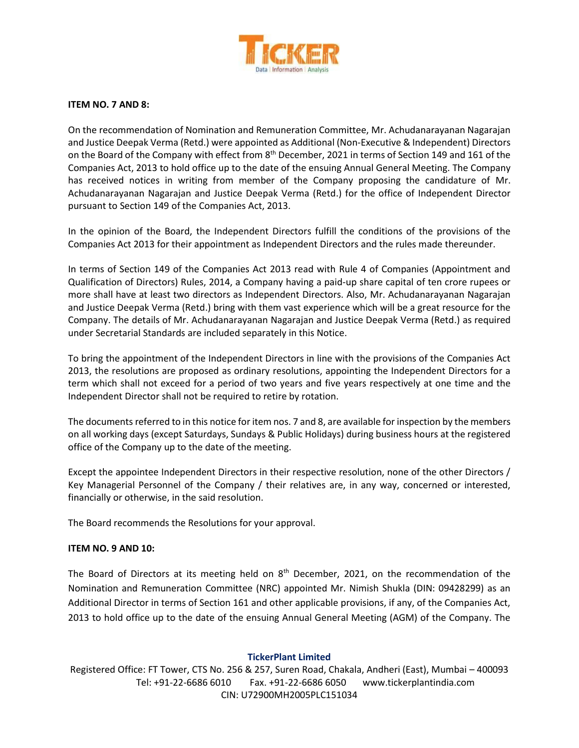**ITEM NO. 7 AND 8:**

On the recommendation of Nomination and Remuneration Committee, Mr. Achudanarayanan Nagarajan and Justice Deepak Verma (Retd.) were appointed as Additional (Non-Executive & Independent) Directors on the Board of the Company with effect from 8th December, 2021 in terms of Section 149 and 161 of the Companies Act, 2013 to hold office up to the date of the ensuing Annual General Meeting. The Company has received notices in writing from member of the Company proposing the candidature of Mr. Achudanarayanan Nagarajan and Justice Deepak Verma (Retd.) for the office of Independent Director pursuant to Section 149 of the Companies Act, 2013.

In the opinion of the Board, the Independent Directors fulfill the conditions of the provisions of the Companies Act 2013 for their appointment as Independent Directors and the rules made thereunder.

In terms of Section 149 of the Companies Act 2013 read with Rule 4 of Companies (Appointment and Qualification of Directors) Rules, 2014, a Company having a paid-up share capital of ten crore rupees or more shall have at least two directors as Independent Directors. Also, Mr. Achudanarayanan Nagarajan and Justice Deepak Verma (Retd.) bring with them vast experience which will be a great resource for the Company. The details of Mr. Achudanarayanan Nagarajan and Justice Deepak Verma (Retd.) as required under Secretarial Standards are included separately in this Notice.

To bring the appointment of the Independent Directors in line with the provisions of the Companies Act 2013, the resolutions are proposed as ordinary resolutions, appointing the Independent Directors for a term which shall not exceed for a period of two years and five years respectively at one time and the Independent Director shall not be required to retire by rotation.

The documents referred to in this notice for item nos. 7 and 8, are available for inspection by the members on all working days (except Saturdays, Sundays & Public Holidays) during business hours at the registered office of the Company up to the date of the meeting.

Except the appointee Independent Directors in their respective resolution, none of the other Directors / Key Managerial Personnel of the Company / their relatives are, in any way, concerned or interested, financially or otherwise, in the said resolution.

The Board recommends the Resolutions for your approval.

**ITEM NO. 9 AND 10:**

The Board of Directors at its meeting held on 8th December, 2021, on the recommendation of the Nomination and Remuneration Committee (NRC) appointed Mr. Nimish Shukla (DIN: 09428299) as an Additional Director in terms of Section 161 and other applicable provisions, if any, of the Companies Act, 2013 to hold office up to the date of the ensuing Annual General Meeting (AGM) of the Company. The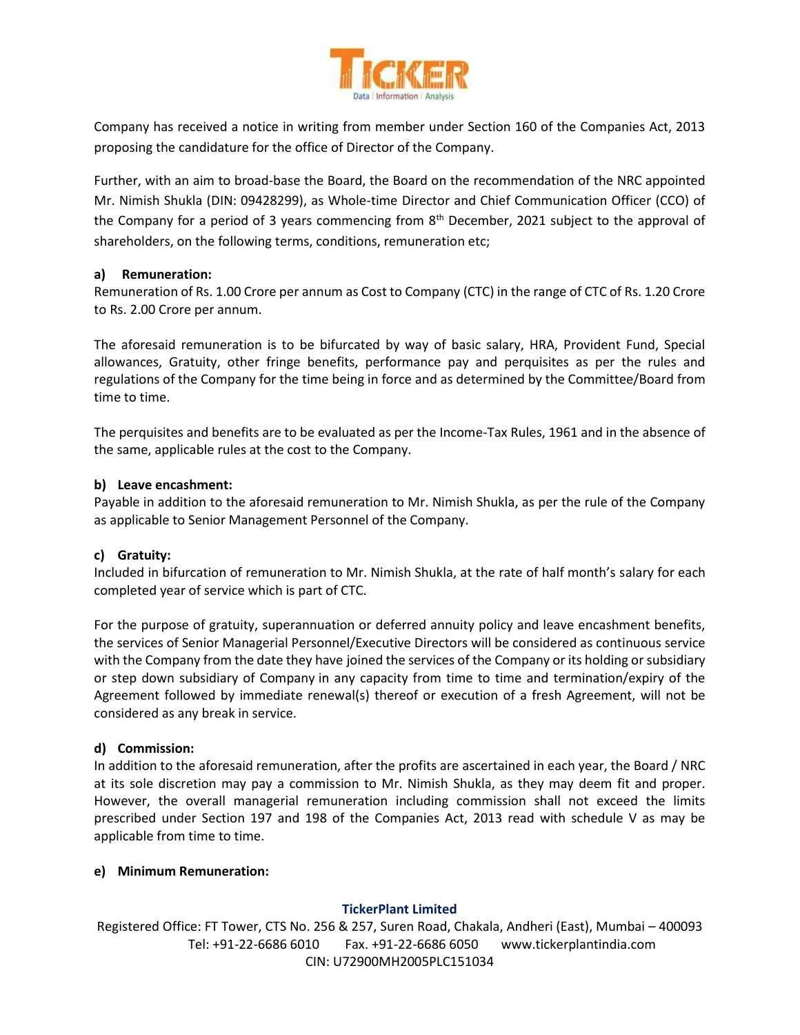Company has received a notice in writing from member under Section 160 of the Companies Act, 2013 proposing the candidature for the office of Director of the Company.

Further, with an aim to broad-base the Board, the Board on the recommendation of the NRC appointed Mr. Nimish Shukla (DIN: 09428299), as Whole-time Director and Chief Communication Officer (CCO) of the Company for a period of 3 years commencing from 8th December, 2021 subject to the approval of shareholders, on the following terms, conditions, remuneration etc;

**a) Remuneration:**
Remuneration of Rs. 1.00 Crore per annum as Cost to Company (CTC) in the range of CTC of Rs. 1.20 Crore to Rs. 2.00 Crore per annum.

The aforesaid remuneration is to be bifurcated by way of basic salary, HRA, Provident Fund, Special allowances, Gratuity, other fringe benefits, performance pay and perquisites as per the rules and regulations of the Company for the time being in force and as determined by the Committee/Board from time to time.

The perquisites and benefits are to be evaluated as per the Income-Tax Rules, 1961 and in the absence of the same, applicable rules at the cost to the Company.

**b) Leave encashment:**
Payable in addition to the aforesaid remuneration to Mr. Nimish Shukla, as per the rule of the Company as applicable to Senior Management Personnel of the Company.

**c) Gratuity:**
Included in bifurcation of remuneration to Mr. Nimish Shukla, at the rate of half month's salary for each completed year of service which is part of CTC.

For the purpose of gratuity, superannuation or deferred annuity policy and leave encashment benefits, the services of Senior Managerial Personnel/Executive Directors will be considered as continuous service with the Company from the date they have joined the services of the Company or its holding or subsidiary or step down subsidiary of Company in any capacity from time to time and termination/expiry of the Agreement followed by immediate renewal(s) thereof or execution of a fresh Agreement, will not be considered as any break in service.

**d) Commission:**
In addition to the aforesaid remuneration, after the profits are ascertained in each year, the Board / NRC at its sole discretion may pay a commission to Mr. Nimish Shukla, as they may deem fit and proper. However, the overall managerial remuneration including commission shall not exceed the limits prescribed under Section 197 and 198 of the Companies Act, 2013 read with schedule V as may be applicable from time to time.

**e) Minimum Remuneration:**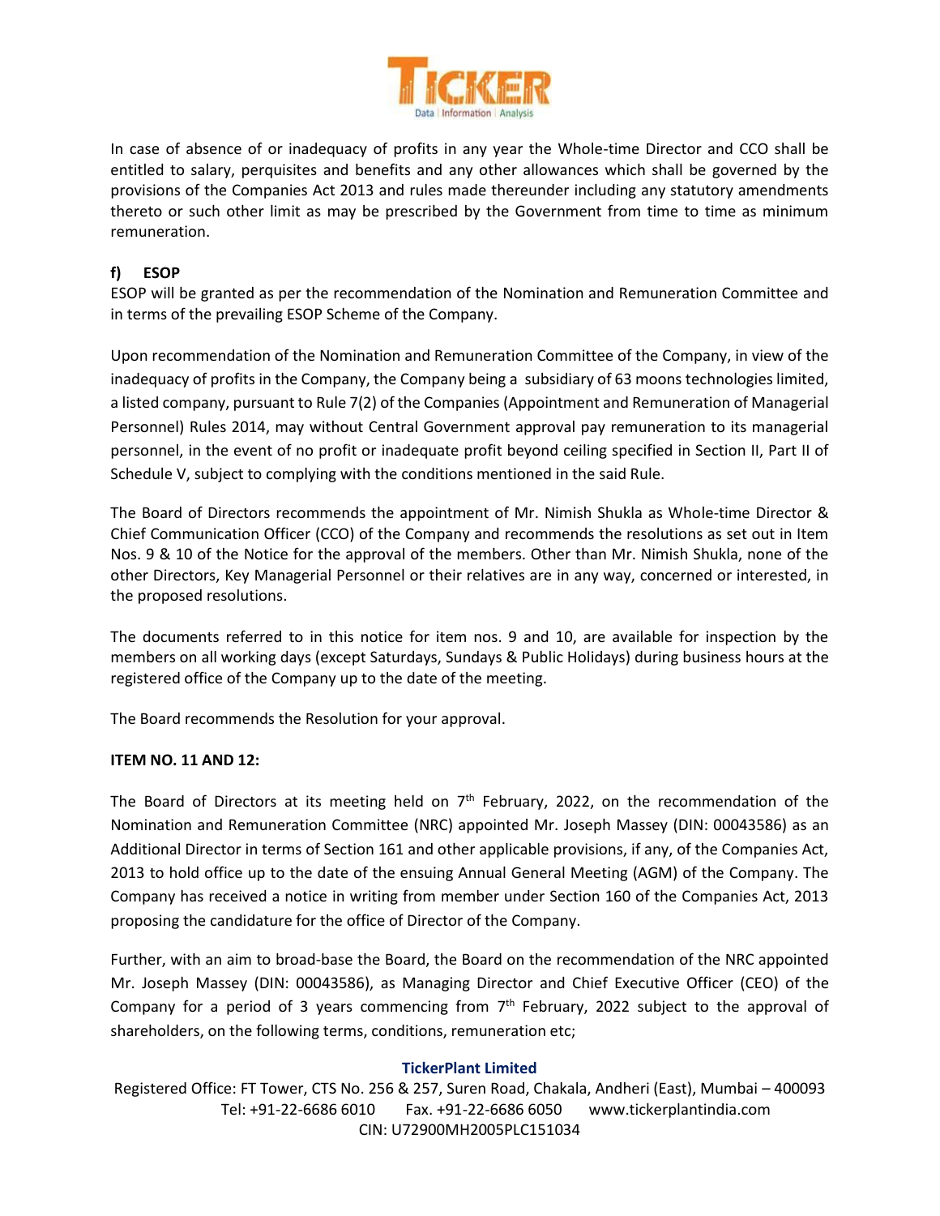In case of absence of or inadequacy of profits in any year the Whole-time Director and CCO shall be entitled to salary, perquisites and benefits and any other allowances which shall be governed by the provisions of the Companies Act 2013 and rules made thereunder including any statutory amendments thereto or such other limit as may be prescribed by the Government from time to time as minimum remuneration.

**f) ESOP**

ESOP will be granted as per the recommendation of the Nomination and Remuneration Committee and in terms of the prevailing ESOP Scheme of the Company.

Upon recommendation of the Nomination and Remuneration Committee of the Company, in view of the inadequacy of profits in the Company, the Company being a subsidiary of 63 moons technologies limited, a listed company, pursuant to Rule 7(2) of the Companies (Appointment and Remuneration of Managerial Personnel) Rules 2014, may without Central Government approval pay remuneration to its managerial personnel, in the event of no profit or inadequate profit beyond ceiling specified in Section II, Part II of Schedule V, subject to complying with the conditions mentioned in the said Rule.

The Board of Directors recommends the appointment of Mr. Nimish Shukla as Whole-time Director & Chief Communication Officer (CCO) of the Company and recommends the resolutions as set out in Item Nos. 9 & 10 of the Notice for the approval of the members. Other than Mr. Nimish Shukla, none of the other Directors, Key Managerial Personnel or their relatives are in any way, concerned or interested, in the proposed resolutions.

The documents referred to in this notice for item nos. 9 and 10, are available for inspection by the members on all working days (except Saturdays, Sundays & Public Holidays) during business hours at the registered office of the Company up to the date of the meeting.

The Board recommends the Resolution for your approval.

**ITEM NO. 11 AND 12:**

The Board of Directors at its meeting held on 7th February, 2022, on the recommendation of the Nomination and Remuneration Committee (NRC) appointed Mr. Joseph Massey (DIN: 00043586) as an Additional Director in terms of Section 161 and other applicable provisions, if any, of the Companies Act, 2013 to hold office up to the date of the ensuing Annual General Meeting (AGM) of the Company. The Company has received a notice in writing from member under Section 160 of the Companies Act, 2013 proposing the candidature for the office of Director of the Company.

Further, with an aim to broad-base the Board, the Board on the recommendation of the NRC appointed Mr. Joseph Massey (DIN: 00043586), as Managing Director and Chief Executive Officer (CEO) of the Company for a period of 3 years commencing from 7th February, 2022 subject to the approval of shareholders, on the following terms, conditions, remuneration etc;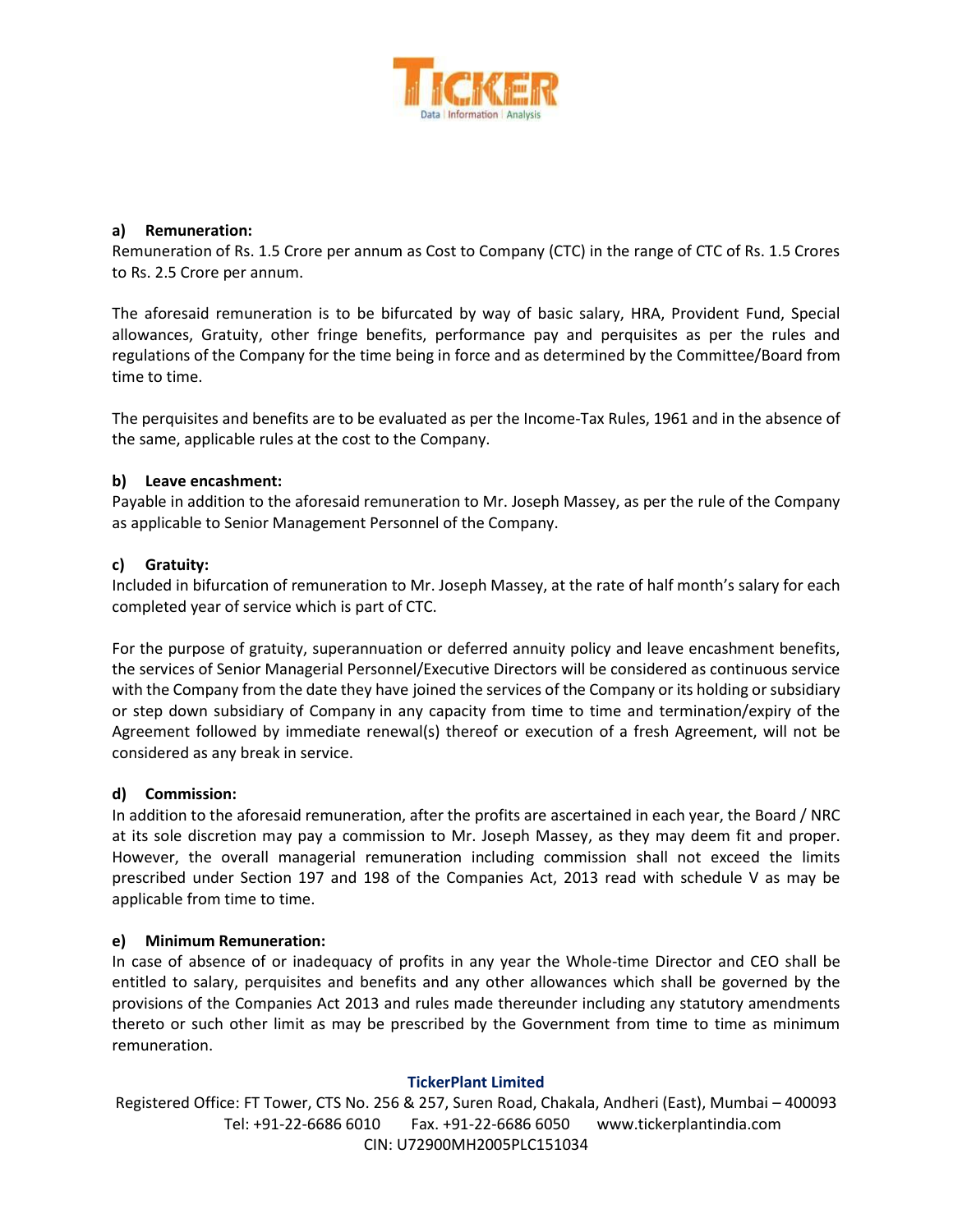**a) Remuneration:**

Remuneration of Rs. 1.5 Crore per annum as Cost to Company (CTC) in the range of CTC of Rs. 1.5 Crores to Rs. 2.5 Crore per annum.

The aforesaid remuneration is to be bifurcated by way of basic salary, HRA, Provident Fund, Special allowances, Gratuity, other fringe benefits, performance pay and perquisites as per the rules and regulations of the Company for the time being in force and as determined by the Committee/Board from time to time.

The perquisites and benefits are to be evaluated as per the Income-Tax Rules, 1961 and in the absence of the same, applicable rules at the cost to the Company.

**b) Leave encashment:**

Payable in addition to the aforesaid remuneration to Mr. Joseph Massey, as per the rule of the Company as applicable to Senior Management Personnel of the Company.

**c) Gratuity:**

Included in bifurcation of remuneration to Mr. Joseph Massey, at the rate of half month's salary for each completed year of service which is part of CTC.

For the purpose of gratuity, superannuation or deferred annuity policy and leave encashment benefits, the services of Senior Managerial Personnel/Executive Directors will be considered as continuous service with the Company from the date they have joined the services of the Company or its holding or subsidiary or step down subsidiary of Company in any capacity from time to time and termination/expiry of the Agreement followed by immediate renewal(s) thereof or execution of a fresh Agreement, will not be considered as any break in service.

**d) Commission:**

In addition to the aforesaid remuneration, after the profits are ascertained in each year, the Board / NRC at its sole discretion may pay a commission to Mr. Joseph Massey, as they may deem fit and proper. However, the overall managerial remuneration including commission shall not exceed the limits prescribed under Section 197 and 198 of the Companies Act, 2013 read with schedule V as may be applicable from time to time.

**e) Minimum Remuneration:**

In case of absence of or inadequacy of profits in any year the Whole-time Director and CEO shall be entitled to salary, perquisites and benefits and any other allowances which shall be governed by the provisions of the Companies Act 2013 and rules made thereunder including any statutory amendments thereto or such other limit as may be prescribed by the Government from time to time as minimum remuneration.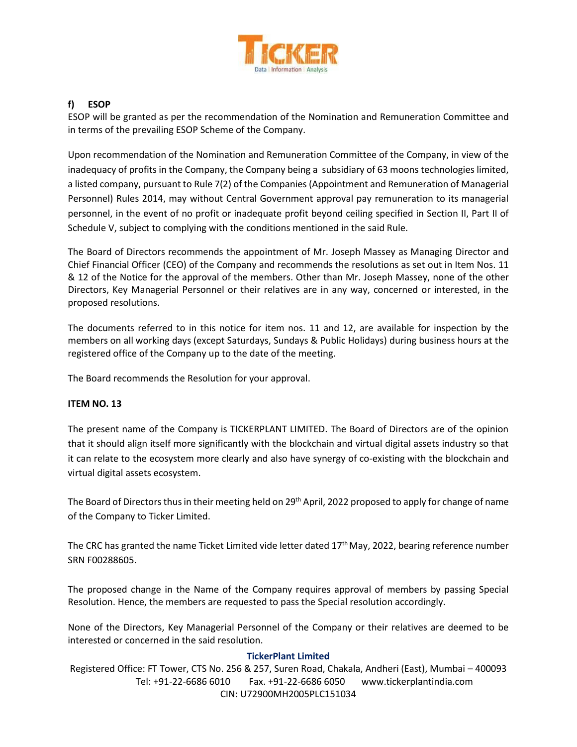**f) ESOP**

ESOP will be granted as per the recommendation of the Nomination and Remuneration Committee and in terms of the prevailing ESOP Scheme of the Company.

Upon recommendation of the Nomination and Remuneration Committee of the Company, in view of the inadequacy of profits in the Company, the Company being a subsidiary of 63 moons technologies limited, a listed company, pursuant to Rule 7(2) of the Companies (Appointment and Remuneration of Managerial Personnel) Rules 2014, may without Central Government approval pay remuneration to its managerial personnel, in the event of no profit or inadequate profit beyond ceiling specified in Section II, Part II of Schedule V, subject to complying with the conditions mentioned in the said Rule.

The Board of Directors recommends the appointment of Mr. Joseph Massey as Managing Director and Chief Financial Officer (CEO) of the Company and recommends the resolutions as set out in Item Nos. 11 & 12 of the Notice for the approval of the members. Other than Mr. Joseph Massey, none of the other Directors, Key Managerial Personnel or their relatives are in any way, concerned or interested, in the proposed resolutions.

The documents referred to in this notice for item nos. 11 and 12, are available for inspection by the members on all working days (except Saturdays, Sundays & Public Holidays) during business hours at the registered office of the Company up to the date of the meeting.

The Board recommends the Resolution for your approval.

**ITEM NO. 13**

The present name of the Company is TICKERPLANT LIMITED. The Board of Directors are of the opinion that it should align itself more significantly with the blockchain and virtual digital assets industry so that it can relate to the ecosystem more clearly and also have synergy of co-existing with the blockchain and virtual digital assets ecosystem.

The Board of Directors thus in their meeting held on 29th April, 2022 proposed to apply for change of name of the Company to Ticker Limited.

The CRC has granted the name Ticket Limited vide letter dated 17th May, 2022, bearing reference number SRN F00288605.

The proposed change in the Name of the Company requires approval of members by passing Special Resolution. Hence, the members are requested to pass the Special resolution accordingly.

None of the Directors, Key Managerial Personnel of the Company or their relatives are deemed to be interested or concerned in the said resolution.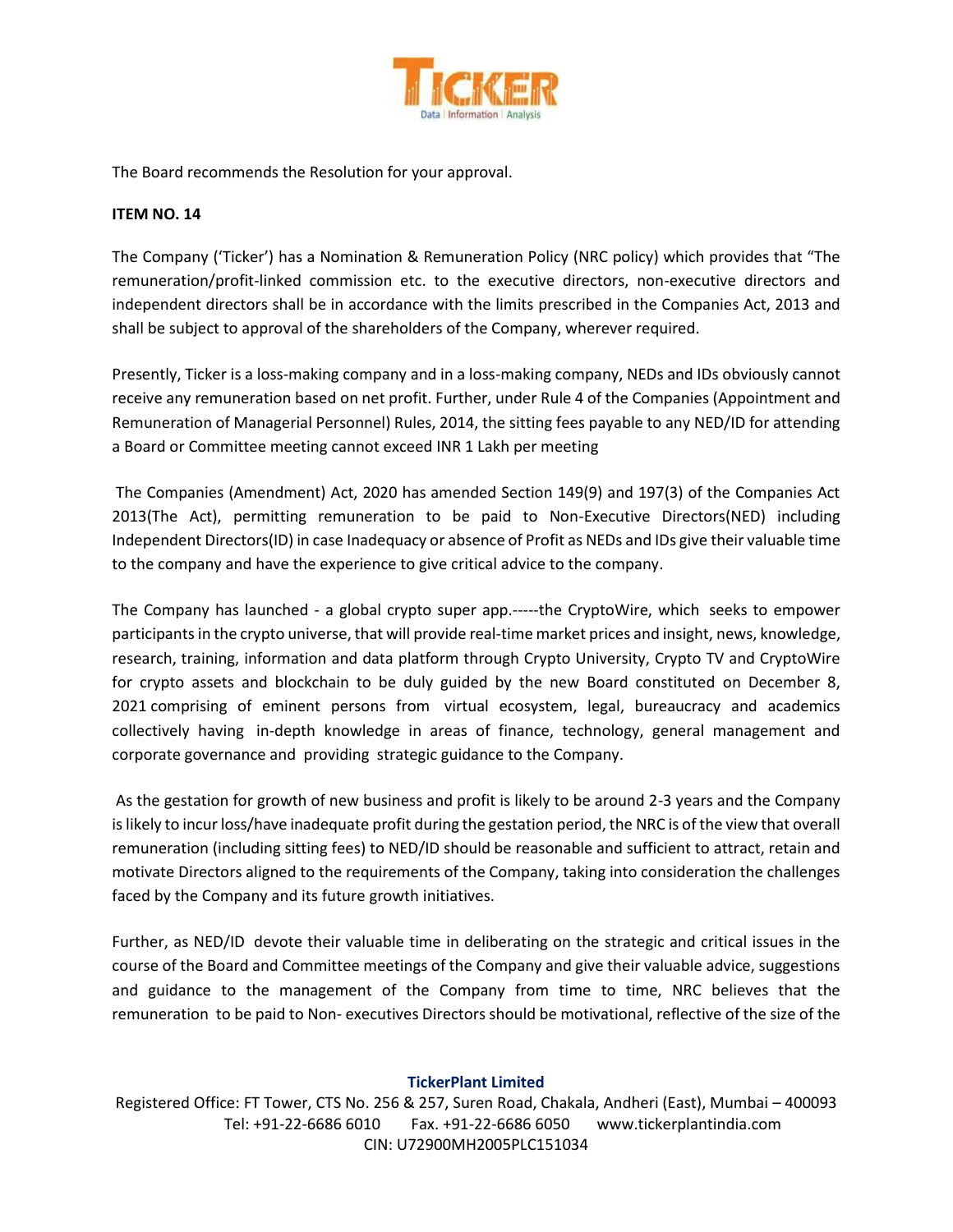The Board recommends the Resolution for your approval.

**ITEM NO. 14**

The Company ('Ticker') has a Nomination & Remuneration Policy (NRC policy) which provides that "The remuneration/profit-linked commission etc. to the executive directors, non-executive directors and independent directors shall be in accordance with the limits prescribed in the Companies Act, 2013 and shall be subject to approval of the shareholders of the Company, wherever required.

Presently, Ticker is a loss-making company and in a loss-making company, NEDs and IDs obviously cannot receive any remuneration based on net profit. Further, under Rule 4 of the Companies (Appointment and Remuneration of Managerial Personnel) Rules, 2014, the sitting fees payable to any NED/ID for attending a Board or Committee meeting cannot exceed INR 1 Lakh per meeting

The Companies (Amendment) Act, 2020 has amended Section 149(9) and 197(3) of the Companies Act 2013(The Act), permitting remuneration to be paid to Non-Executive Directors(NED) including Independent Directors(ID) in case Inadequacy or absence of Profit as NEDs and IDs give their valuable time to the company and have the experience to give critical advice to the company.

The Company has launched - a global crypto super app.-----the CryptoWire, which seeks to empower participants in the crypto universe, that will provide real-time market prices and insight, news, knowledge, research, training, information and data platform through Crypto University, Crypto TV and CryptoWire for crypto assets and blockchain to be duly guided by the new Board constituted on December 8, 2021 comprising of eminent persons from virtual ecosystem, legal, bureaucracy and academics collectively having in-depth knowledge in areas of finance, technology, general management and corporate governance and providing strategic guidance to the Company.

As the gestation for growth of new business and profit is likely to be around 2-3 years and the Company is likely to incur loss/have inadequate profit during the gestation period, the NRC is of the view that overall remuneration (including sitting fees) to NED/ID should be reasonable and sufficient to attract, retain and motivate Directors aligned to the requirements of the Company, taking into consideration the challenges faced by the Company and its future growth initiatives.

Further, as NED/ID devote their valuable time in deliberating on the strategic and critical issues in the course of the Board and Committee meetings of the Company and give their valuable advice, suggestions and guidance to the management of the Company from time to time, NRC believes that the remuneration to be paid to Non- executives Directors should be motivational, reflective of the size of the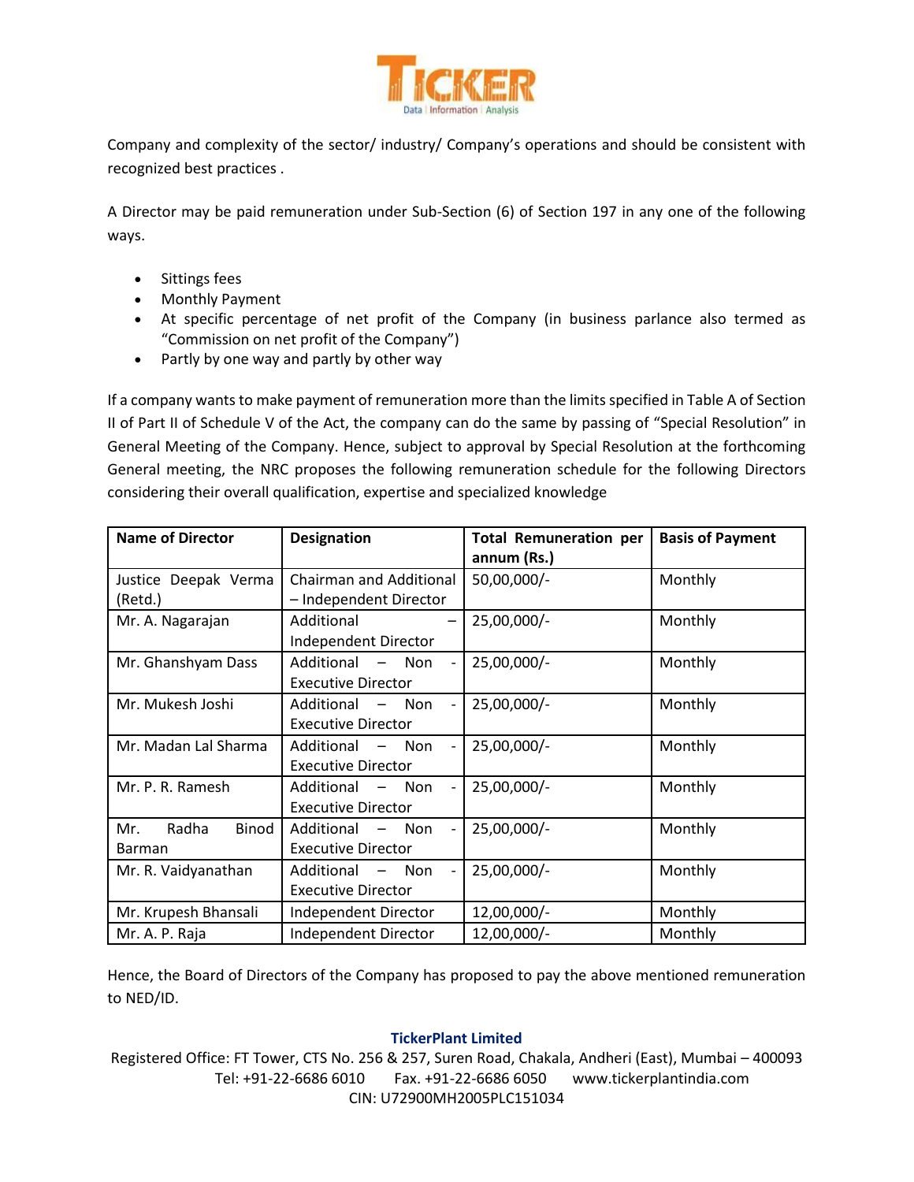Company and complexity of the sector/ industry/ Company's operations and should be consistent with recognized best practices .

A Director may be paid remuneration under Sub-Section (6) of Section 197 in any one of the following ways.

- Sittings fees
- Monthly Payment
- At specific percentage of net profit of the Company (in business parlance also termed as "Commission on net profit of the Company")
- Partly by one way and partly by other way

If a company wants to make payment of remuneration more than the limits specified in Table A of Section II of Part II of Schedule V of the Act, the company can do the same by passing of "Special Resolution" in General Meeting of the Company. Hence, subject to approval by Special Resolution at the forthcoming General meeting, the NRC proposes the following remuneration schedule for the following Directors considering their overall qualification, expertise and specialized knowledge

| Name of Director | Designation | Total Remuneration per annum (Rs.) | Basis of Payment |
|---|---|---|---|
| Justice Deepak Verma (Retd.) | Chairman and Additional – Independent Director | 50,00,000/- | Monthly |
| Mr. A. Nagarajan | Additional – Independent Director | 25,00,000/- | Monthly |
| Mr. Ghanshyam Dass | Additional – Non - Executive Director | 25,00,000/- | Monthly |
| Mr. Mukesh Joshi | Additional – Non - Executive Director | 25,00,000/- | Monthly |
| Mr. Madan Lal Sharma | Additional – Non - Executive Director | 25,00,000/- | Monthly |
| Mr. P. R. Ramesh | Additional – Non - Executive Director | 25,00,000/- | Monthly |
| Mr. Radha Binod Barman | Additional – Non - Executive Director | 25,00,000/- | Monthly |
| Mr. R. Vaidyanathan | Additional – Non - Executive Director | 25,00,000/- | Monthly |
| Mr. Krupesh Bhansali | Independent Director | 12,00,000/- | Monthly |
| Mr. A. P. Raja | Independent Director | 12,00,000/- | Monthly |

Hence, the Board of Directors of the Company has proposed to pay the above mentioned remuneration to NED/ID.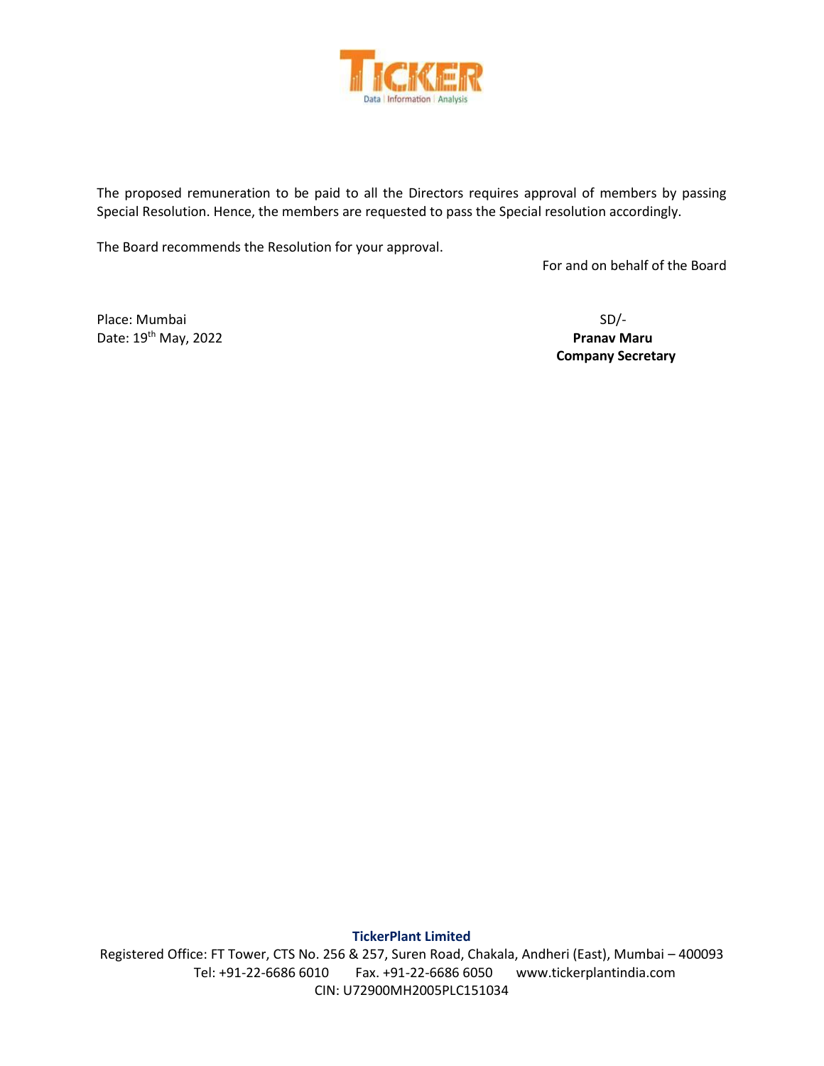The proposed remuneration to be paid to all the Directors requires approval of members by passing Special Resolution. Hence, the members are requested to pass the Special resolution accordingly.

The Board recommends the Resolution for your approval.

For and on behalf of the Board

Place: Mumbai
Date: 19th May, 2022

SD/-
**Pranav Maru**
**Company Secretary**

**TickerPlant Limited**
Registered Office: FT Tower, CTS No. 256 & 257, Suren Road, Chakala, Andheri (East), Mumbai – 400093
Tel: +91-22-6686 6010 Fax. +91-22-6686 6050 www.tickerplantindia.com
CIN: U72900MH2005PLC151034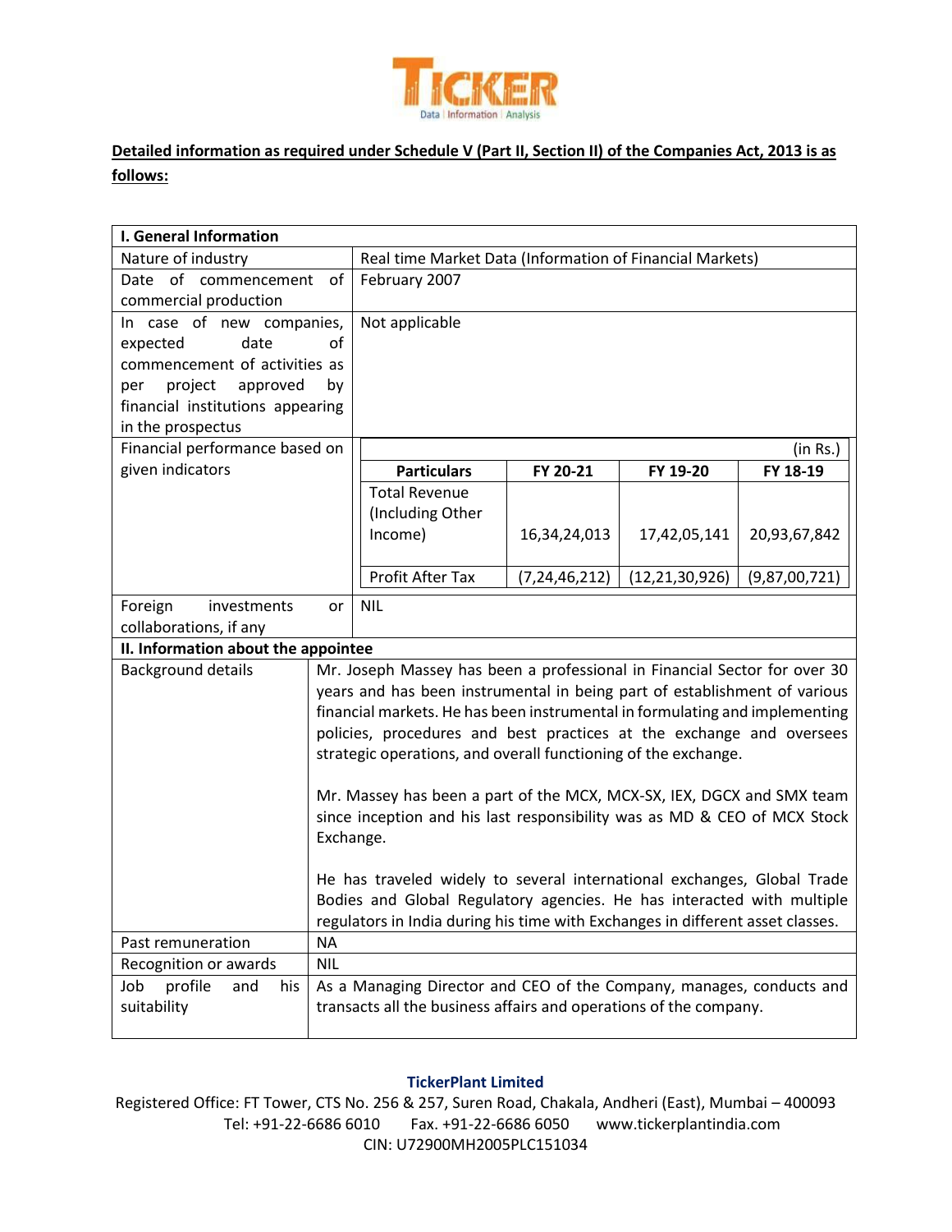**Detailed information as required under Schedule V (Part II, Section II) of the Companies Act, 2013 is as follows:**

| I. General Information | |
|---|---|
| Nature of industry | Real time Market Data (Information of Financial Markets) |
| Date of commencement of commercial production | February 2007 |
| In case of new companies, expected date of commencement of activities as per project approved by financial institutions appearing in the prospectus | Not applicable |
| Financial performance based on given indicators | (in Rs.)<br>**Particulars** \| **FY 20-21** \| **FY 19-20** \| **FY 18-19**<br>Total Revenue (Including Other Income) \| 16,34,24,013 \| 17,42,05,141 \| 20,93,67,842<br>Profit After Tax \| (7,24,46,212) \| (12,21,30,926) \| (9,87,00,721) |
| Foreign investments or collaborations, if any | NIL |

| II. Information about the appointee | |
|---|---|
| Background details | Mr. Joseph Massey has been a professional in Financial Sector for over 30 years and has been instrumental in being part of establishment of various financial markets. He has been instrumental in formulating and implementing policies, procedures and best practices at the exchange and oversees strategic operations, and overall functioning of the exchange.<br><br>Mr. Massey has been a part of the MCX, MCX-SX, IEX, DGCX and SMX team since inception and his last responsibility was as MD & CEO of MCX Stock Exchange.<br><br>He has traveled widely to several international exchanges, Global Trade Bodies and Global Regulatory agencies. He has interacted with multiple regulators in India during his time with Exchanges in different asset classes. |
| Past remuneration | NA |
| Recognition or awards | NIL |
| Job profile and his suitability | As a Managing Director and CEO of the Company, manages, conducts and transacts all the business affairs and operations of the company. |

**TickerPlant Limited**

Registered Office: FT Tower, CTS No. 256 & 257, Suren Road, Chakala, Andheri (East), Mumbai – 400093
Tel: +91-22-6686 6010 Fax. +91-22-6686 6050 www.tickerplantindia.com
CIN: U72900MH2005PLC151034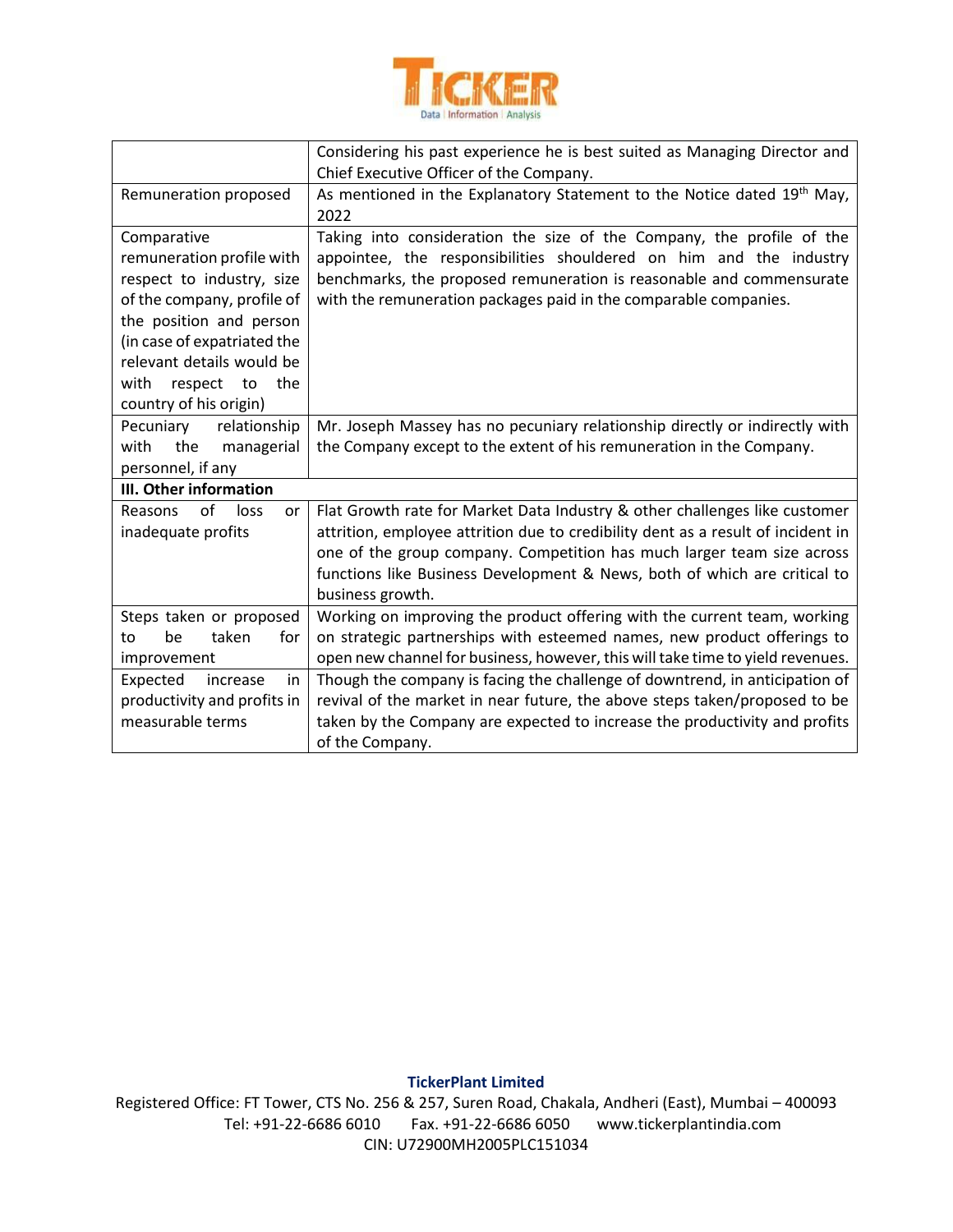| | |
|---|---|
| | Considering his past experience he is best suited as Managing Director and Chief Executive Officer of the Company. |
| Remuneration proposed | As mentioned in the Explanatory Statement to the Notice dated 19th May, 2022 |
| Comparative remuneration profile with respect to industry, size of the company, profile of the position and person (in case of expatriated the relevant details would be with respect to the country of his origin) | Taking into consideration the size of the Company, the profile of the appointee, the responsibilities shouldered on him and the industry benchmarks, the proposed remuneration is reasonable and commensurate with the remuneration packages paid in the comparable companies. |
| Pecuniary relationship with the managerial personnel, if any | Mr. Joseph Massey has no pecuniary relationship directly or indirectly with the Company except to the extent of his remuneration in the Company. |
| **III. Other information** | |
| Reasons of loss or inadequate profits | Flat Growth rate for Market Data Industry & other challenges like customer attrition, employee attrition due to credibility dent as a result of incident in one of the group company. Competition has much larger team size across functions like Business Development & News, both of which are critical to business growth. |
| Steps taken or proposed to be taken for improvement | Working on improving the product offering with the current team, working on strategic partnerships with esteemed names, new product offerings to open new channel for business, however, this will take time to yield revenues. |
| Expected increase in productivity and profits in measurable terms | Though the company is facing the challenge of downtrend, in anticipation of revival of the market in near future, the above steps taken/proposed to be taken by the Company are expected to increase the productivity and profits of the Company. |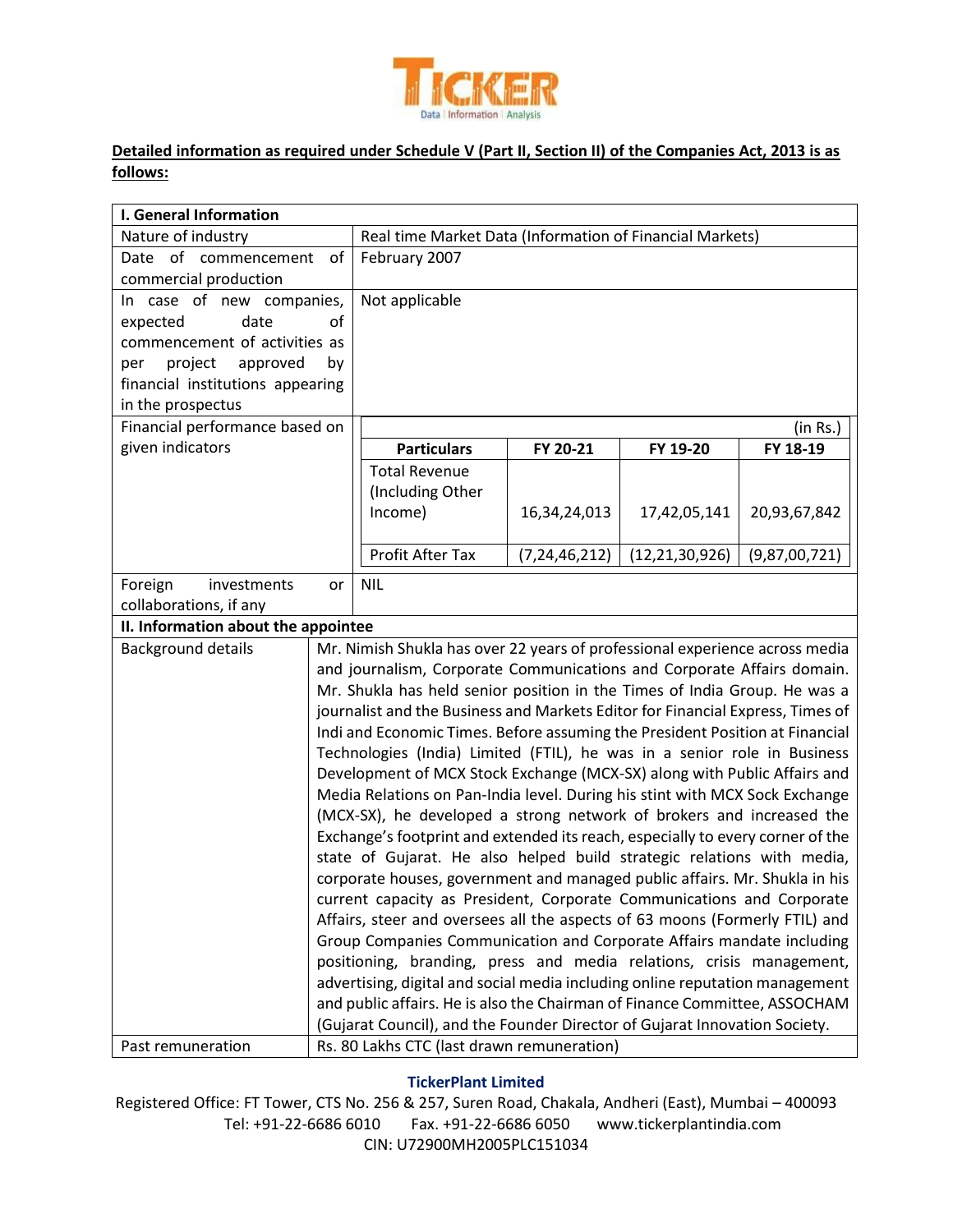**Detailed information as required under Schedule V (Part II, Section II) of the Companies Act, 2013 is as follows:**

| **I. General Information** | |
|---|---|
| Nature of industry | Real time Market Data (Information of Financial Markets) |
| Date of commencement of commercial production | February 2007 |
| In case of new companies, expected date of commencement of activities as per project approved by financial institutions appearing in the prospectus | Not applicable |
| Financial performance based on given indicators | (in Rs.)<br>**Particulars** / **FY 20-21** / **FY 19-20** / **FY 18-19**<br>Total Revenue (Including Other Income): 16,34,24,013 / 17,42,05,141 / 20,93,67,842<br>Profit After Tax: (7,24,46,212) / (12,21,30,926) / (9,87,00,721) |
| Foreign investments or collaborations, if any | NIL |
| **II. Information about the appointee** | |
| Background details | Mr. Nimish Shukla has over 22 years of professional experience across media and journalism, Corporate Communications and Corporate Affairs domain. Mr. Shukla has held senior position in the Times of India Group. He was a journalist and the Business and Markets Editor for Financial Express, Times of Indi and Economic Times. Before assuming the President Position at Financial Technologies (India) Limited (FTIL), he was in a senior role in Business Development of MCX Stock Exchange (MCX-SX) along with Public Affairs and Media Relations on Pan-India level. During his stint with MCX Sock Exchange (MCX-SX), he developed a strong network of brokers and increased the Exchange's footprint and extended its reach, especially to every corner of the state of Gujarat. He also helped build strategic relations with media, corporate houses, government and managed public affairs. Mr. Shukla in his current capacity as President, Corporate Communications and Corporate Affairs, steer and oversees all the aspects of 63 moons (Formerly FTIL) and Group Companies Communication and Corporate Affairs mandate including positioning, branding, press and media relations, crisis management, advertising, digital and social media including online reputation management and public affairs. He is also the Chairman of Finance Committee, ASSOCHAM (Gujarat Council), and the Founder Director of Gujarat Innovation Society. |
| Past remuneration | Rs. 80 Lakhs CTC (last drawn remuneration) |

**TickerPlant Limited**

Registered Office: FT Tower, CTS No. 256 & 257, Suren Road, Chakala, Andheri (East), Mumbai – 400093
Tel: +91-22-6686 6010 Fax. +91-22-6686 6050 www.tickerplantindia.com
CIN: U72900MH2005PLC151034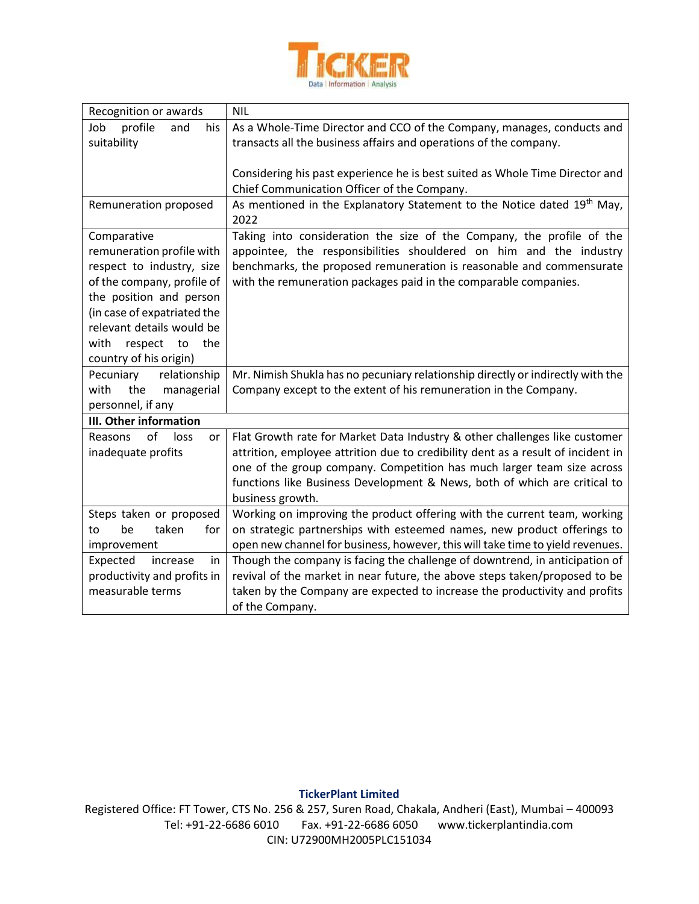| Recognition or awards | NIL |
|---|---|
| Job profile and his suitability | As a Whole-Time Director and CCO of the Company, manages, conducts and transacts all the business affairs and operations of the company.<br><br>Considering his past experience he is best suited as Whole Time Director and Chief Communication Officer of the Company. |
| Remuneration proposed | As mentioned in the Explanatory Statement to the Notice dated 19th May, 2022 |
| Comparative remuneration profile with respect to industry, size of the company, profile of the position and person (in case of expatriated the relevant details would be with respect to the country of his origin) | Taking into consideration the size of the Company, the profile of the appointee, the responsibilities shouldered on him and the industry benchmarks, the proposed remuneration is reasonable and commensurate with the remuneration packages paid in the comparable companies. |
| Pecuniary relationship with the managerial personnel, if any | Mr. Nimish Shukla has no pecuniary relationship directly or indirectly with the Company except to the extent of his remuneration in the Company. |
| **III. Other information** | |
| Reasons of loss or inadequate profits | Flat Growth rate for Market Data Industry & other challenges like customer attrition, employee attrition due to credibility dent as a result of incident in one of the group company. Competition has much larger team size across functions like Business Development & News, both of which are critical to business growth. |
| Steps taken or proposed to be taken for improvement | Working on improving the product offering with the current team, working on strategic partnerships with esteemed names, new product offerings to open new channel for business, however, this will take time to yield revenues. |
| Expected increase in productivity and profits in measurable terms | Though the company is facing the challenge of downtrend, in anticipation of revival of the market in near future, the above steps taken/proposed to be taken by the Company are expected to increase the productivity and profits of the Company. |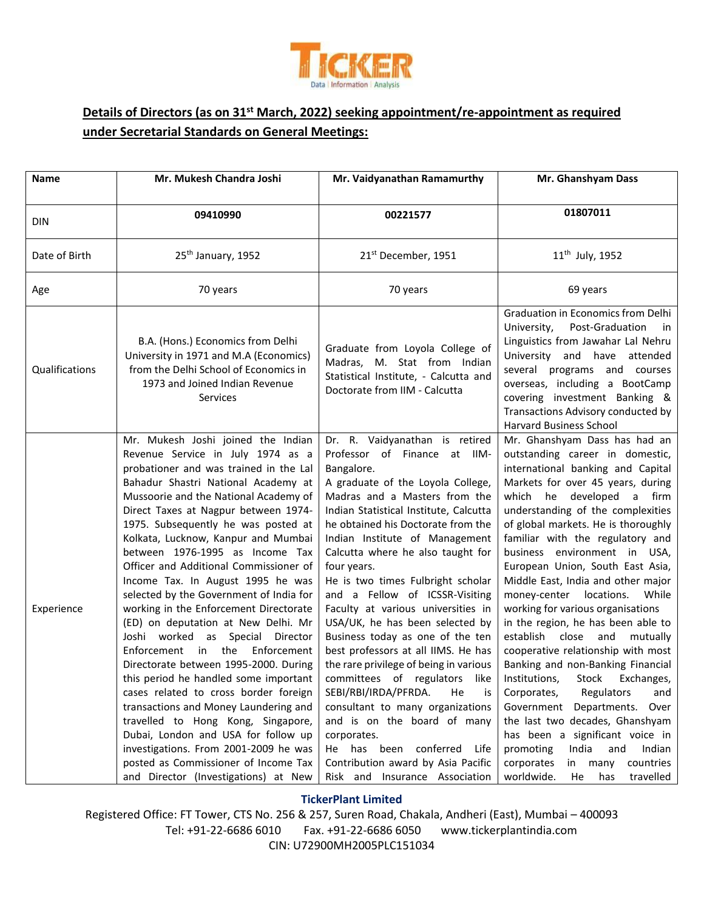## Details of Directors (as on 31st March, 2022) seeking appointment/re-appointment as required under Secretarial Standards on General Meetings:

| Name | Mr. Mukesh Chandra Joshi | Mr. Vaidyanathan Ramamurthy | Mr. Ghanshyam Dass |
|---|---|---|---|
| DIN | 09410990 | 00221577 | 01807011 |
| Date of Birth | 25th January, 1952 | 21st December, 1951 | 11th July, 1952 |
| Age | 70 years | 70 years | 69 years |
| Qualifications | B.A. (Hons.) Economics from Delhi University in 1971 and M.A (Economics) from the Delhi School of Economics in 1973 and Joined Indian Revenue Services | Graduate from Loyola College of Madras, M. Stat from Indian Statistical Institute, - Calcutta and Doctorate from IIM - Calcutta | Graduation in Economics from Delhi University, Post-Graduation in Linguistics from Jawahar Lal Nehru University and have attended several programs and courses overseas, including a BootCamp covering investment Banking & Transactions Advisory conducted by Harvard Business School |
| Experience | Mr. Mukesh Joshi joined the Indian Revenue Service in July 1974 as a probationer and was trained in the Lal Bahadur Shastri National Academy at Mussoorie and the National Academy of Direct Taxes at Nagpur between 1974-1975. Subsequently he was posted at Kolkata, Lucknow, Kanpur and Mumbai between 1976-1995 as Income Tax Officer and Additional Commissioner of Income Tax. In August 1995 he was selected by the Government of India for working in the Enforcement Directorate (ED) on deputation at New Delhi. Mr Joshi worked as Special Director Enforcement in the Enforcement Directorate between 1995-2000. During this period he handled some important cases related to cross border foreign transactions and Money Laundering and travelled to Hong Kong, Singapore, Dubai, London and USA for follow up investigations. From 2001-2009 he was posted as Commissioner of Income Tax and Director (Investigations) at New | Dr. R. Vaidyanathan is retired Professor of Finance at IIM-Bangalore.<br>A graduate of the Loyola College, Madras and a Masters from the Indian Statistical Institute, Calcutta he obtained his Doctorate from the Indian Institute of Management Calcutta where he also taught for four years.<br>He is two times Fulbright scholar and a Fellow of ICSSR-Visiting Faculty at various universities in USA/UK, he has been selected by Business today as one of the ten best professors at all IIMS. He has the rare privilege of being in various committees of regulators like SEBI/RBI/IRDA/PFRDA. He is consultant to many organizations and is on the board of many corporates.<br>He has been conferred Life Contribution award by Asia Pacific Risk and Insurance Association | Mr. Ghanshyam Dass has had an outstanding career in domestic, international banking and Capital Markets for over 45 years, during which he developed a firm understanding of the complexities of global markets. He is thoroughly familiar with the regulatory and business environment in USA, European Union, South East Asia, Middle East, India and other major money-center locations. While working for various organisations in the region, he has been able to establish close and mutually cooperative relationship with most Banking and non-Banking Financial Institutions, Stock Exchanges, Corporates, Regulators and Government Departments. Over the last two decades, Ghanshyam has been a significant voice in promoting India and Indian corporates in many countries worldwide. He has travelled |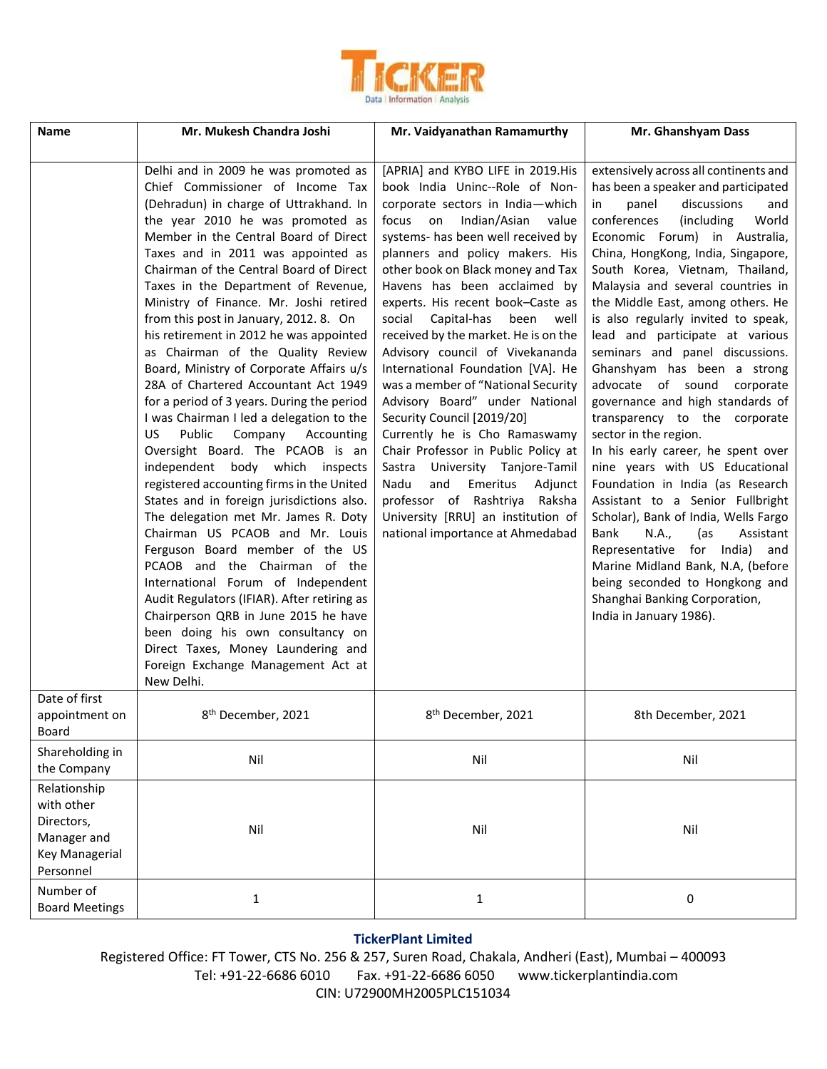| Name | Mr. Mukesh Chandra Joshi | Mr. Vaidyanathan Ramamurthy | Mr. Ghanshyam Dass |
|---|---|---|---|
| | Delhi and in 2009 he was promoted as Chief Commissioner of Income Tax (Dehradun) in charge of Uttrakhand. In the year 2010 he was promoted as Member in the Central Board of Direct Taxes and in 2011 was appointed as Chairman of the Central Board of Direct Taxes in the Department of Revenue, Ministry of Finance. Mr. Joshi retired from this post in January, 2012. 8. On his retirement in 2012 he was appointed as Chairman of the Quality Review Board, Ministry of Corporate Affairs u/s 28A of Chartered Accountant Act 1949 for a period of 3 years. During the period I was Chairman I led a delegation to the US Public Company Accounting Oversight Board. The PCAOB is an independent body which inspects registered accounting firms in the United States and in foreign jurisdictions also. The delegation met Mr. James R. Doty Chairman US PCAOB and Mr. Louis Ferguson Board member of the US PCAOB and the Chairman of the International Forum of Independent Audit Regulators (IFIAR). After retiring as Chairperson QRB in June 2015 he have been doing his own consultancy on Direct Taxes, Money Laundering and Foreign Exchange Management Act at New Delhi. | [APRIA] and KYBO LIFE in 2019.His book India Uninc--Role of Non-corporate sectors in India—which focus on Indian/Asian value systems- has been well received by planners and policy makers. His other book on Black money and Tax Havens has been acclaimed by experts. His recent book–Caste as social Capital-has been well received by the market. He is on the Advisory council of Vivekananda International Foundation [VA]. He was a member of "National Security Advisory Board" under National Security Council [2019/20] Currently he is Cho Ramaswamy Chair Professor in Public Policy at Sastra University Tanjore-Tamil Nadu and Emeritus Adjunct professor of Rashtriya Raksha University [RRU] an institution of national importance at Ahmedabad | extensively across all continents and has been a speaker and participated in panel discussions and conferences (including World Economic Forum) in Australia, China, HongKong, India, Singapore, South Korea, Vietnam, Thailand, Malaysia and several countries in the Middle East, among others. He is also regularly invited to speak, lead and participate at various seminars and panel discussions. Ghanshyam has been a strong advocate of sound corporate governance and high standards of transparency to the corporate sector in the region.<br>In his early career, he spent over nine years with US Educational Foundation in India (as Research Assistant to a Senior Fullbright Scholar), Bank of India, Wells Fargo Bank N.A., (as Assistant Representative for India) and Marine Midland Bank, N.A, (before being seconded to Hongkong and Shanghai Banking Corporation, India in January 1986). |
| Date of first appointment on Board | 8th December, 2021 | 8th December, 2021 | 8th December, 2021 |
| Shareholding in the Company | Nil | Nil | Nil |
| Relationship with other Directors, Manager and Key Managerial Personnel | Nil | Nil | Nil |
| Number of Board Meetings | 1 | 1 | 0 |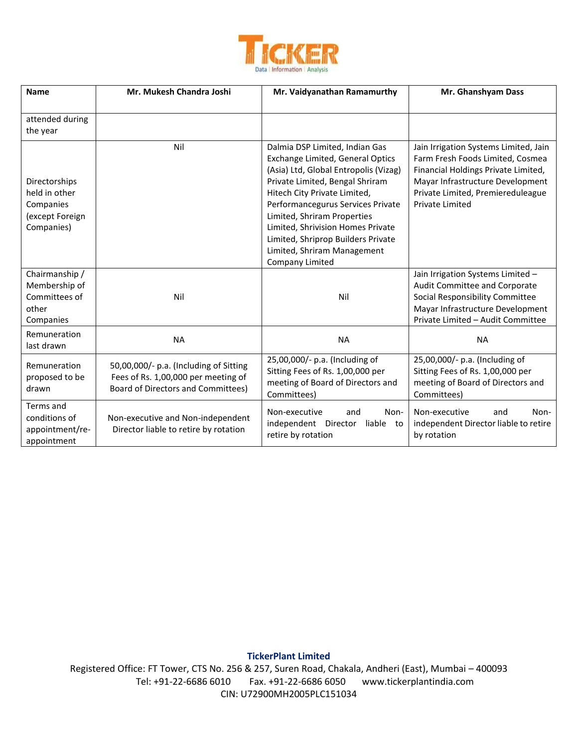| Name | Mr. Mukesh Chandra Joshi | Mr. Vaidyanathan Ramamurthy | Mr. Ghanshyam Dass |
|---|---|---|---|
| attended during the year | | | |
| Directorships held in other Companies (except Foreign Companies) | Nil | Dalmia DSP Limited, Indian Gas Exchange Limited, General Optics (Asia) Ltd, Global Entropolis (Vizag) Private Limited, Bengal Shriram Hitech City Private Limited, Performancegurus Services Private Limited, Shriram Properties Limited, Shrivision Homes Private Limited, Shriprop Builders Private Limited, Shriram Management Company Limited | Jain Irrigation Systems Limited, Jain Farm Fresh Foods Limited, Cosmea Financial Holdings Private Limited, Mayar Infrastructure Development Private Limited, Premiereduleague Private Limited |
| Chairmanship / Membership of Committees of other Companies | Nil | Nil | Jain Irrigation Systems Limited – Audit Committee and Corporate Social Responsibility Committee Mayar Infrastructure Development Private Limited – Audit Committee |
| Remuneration last drawn | NA | NA | NA |
| Remuneration proposed to be drawn | 50,00,000/- p.a. (Including of Sitting Fees of Rs. 1,00,000 per meeting of Board of Directors and Committees) | 25,00,000/- p.a. (Including of Sitting Fees of Rs. 1,00,000 per meeting of Board of Directors and Committees) | 25,00,000/- p.a. (Including of Sitting Fees of Rs. 1,00,000 per meeting of Board of Directors and Committees) |
| Terms and conditions of appointment/re-appointment | Non-executive and Non-independent Director liable to retire by rotation | Non-executive and Non-independent Director liable to retire by rotation | Non-executive and Non-independent Director liable to retire by rotation |

**TickerPlant Limited**

Registered Office: FT Tower, CTS No. 256 & 257, Suren Road, Chakala, Andheri (East), Mumbai – 400093
Tel: +91-22-6686 6010 Fax. +91-22-6686 6050 www.tickerplantindia.com
CIN: U72900MH2005PLC151034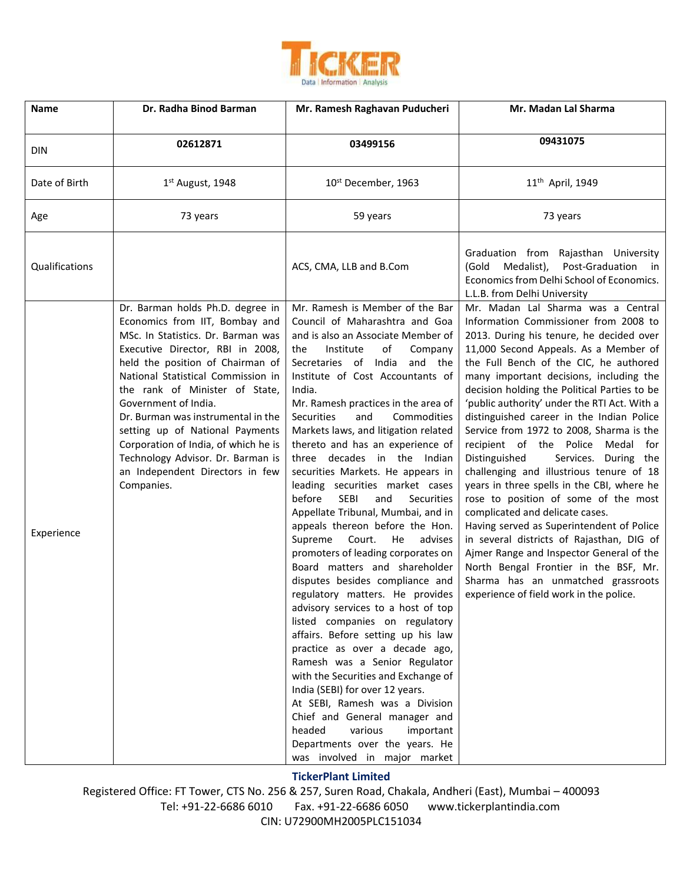| Name | Dr. Radha Binod Barman | Mr. Ramesh Raghavan Puducheri | Mr. Madan Lal Sharma |
|---|---|---|---|
| DIN | 02612871 | 03499156 | 09431075 |
| Date of Birth | 1st August, 1948 | 10st December, 1963 | 11th April, 1949 |
| Age | 73 years | 59 years | 73 years |
| Qualifications | | ACS, CMA, LLB and B.Com | Graduation from Rajasthan University (Gold Medalist), Post-Graduation in Economics from Delhi School of Economics. L.L.B. from Delhi University |
| Experience | Dr. Barman holds Ph.D. degree in Economics from IIT, Bombay and MSc. In Statistics. Dr. Barman was Executive Director, RBI in 2008, held the position of Chairman of National Statistical Commission in the rank of Minister of State, Government of India. Dr. Burman was instrumental in the setting up of National Payments Corporation of India, of which he is Technology Advisor. Dr. Barman is an Independent Directors in few Companies. | Mr. Ramesh is Member of the Bar Council of Maharashtra and Goa and is also an Associate Member of the Institute of Company Secretaries of India and the Institute of Cost Accountants of India. Mr. Ramesh practices in the area of Securities and Commodities Markets laws, and litigation related thereto and has an experience of three decades in the Indian securities Markets. He appears in leading securities market cases before SEBI and Securities Appellate Tribunal, Mumbai, and in appeals thereon before the Hon. Supreme Court. He advises promoters of leading corporates on Board matters and shareholder disputes besides compliance and regulatory matters. He provides advisory services to a host of top listed companies on regulatory affairs. Before setting up his law practice as over a decade ago, Ramesh was a Senior Regulator with the Securities and Exchange of India (SEBI) for over 12 years. At SEBI, Ramesh was a Division Chief and General manager and headed various important Departments over the years. He was involved in major market | Mr. Madan Lal Sharma was a Central Information Commissioner from 2008 to 2013. During his tenure, he decided over 11,000 Second Appeals. As a Member of the Full Bench of the CIC, he authored many important decisions, including the decision holding the Political Parties to be 'public authority' under the RTI Act. With a distinguished career in the Indian Police Service from 1972 to 2008, Sharma is the recipient of the Police Medal for Distinguished Services. During the challenging and illustrious tenure of 18 years in three spells in the CBI, where he rose to position of some of the most complicated and delicate cases. Having served as Superintendent of Police in several districts of Rajasthan, DIG of Ajmer Range and Inspector General of the North Bengal Frontier in the BSF, Mr. Sharma has an unmatched grassroots experience of field work in the police. |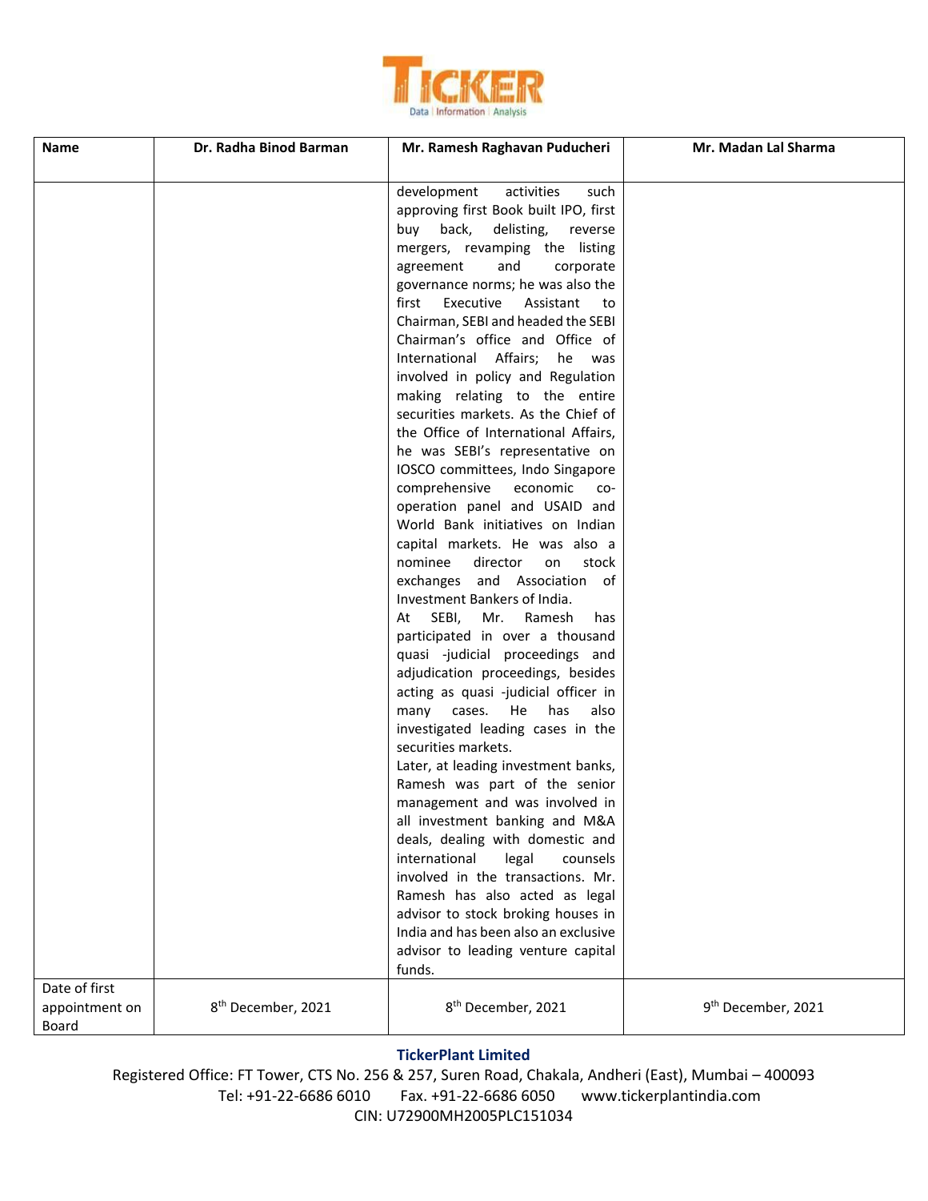| Name | Dr. Radha Binod Barman | Mr. Ramesh Raghavan Puducheri | Mr. Madan Lal Sharma |
|---|---|---|---|
| | | development activities such approving first Book built IPO, first buy back, delisting, reverse mergers, revamping the listing agreement and corporate governance norms; he was also the first Executive Assistant to Chairman, SEBI and headed the SEBI Chairman's office and Office of International Affairs; he was involved in policy and Regulation making relating to the entire securities markets. As the Chief of the Office of International Affairs, he was SEBI's representative on IOSCO committees, Indo Singapore comprehensive economic co-operation panel and USAID and World Bank initiatives on Indian capital markets. He was also a nominee director on stock exchanges and Association of Investment Bankers of India.<br>At SEBI, Mr. Ramesh has participated in over a thousand quasi -judicial proceedings and adjudication proceedings, besides acting as quasi -judicial officer in many cases. He has also investigated leading cases in the securities markets.<br>Later, at leading investment banks, Ramesh was part of the senior management and was involved in all investment banking and M&A deals, dealing with domestic and international legal counsels involved in the transactions. Mr. Ramesh has also acted as legal advisor to stock broking houses in India and has been also an exclusive advisor to leading venture capital funds. | |
| Date of first appointment on Board | 8th December, 2021 | 8th December, 2021 | 9th December, 2021 |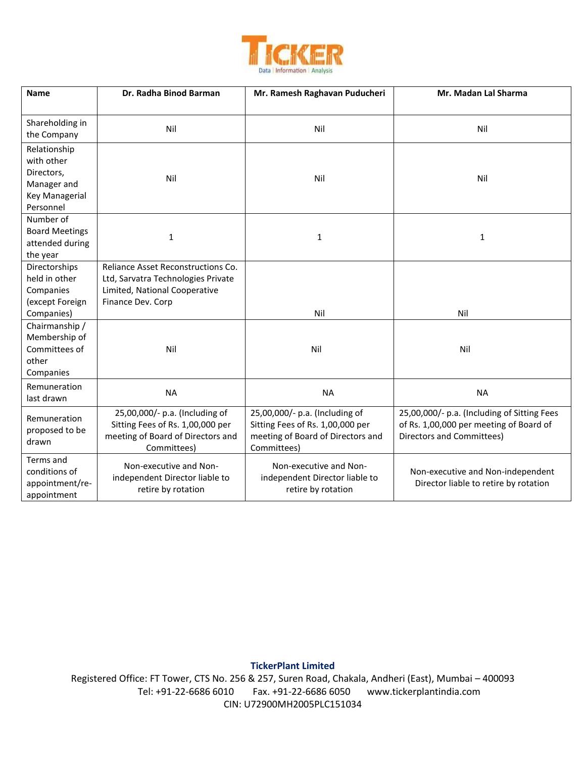| Name | Dr. Radha Binod Barman | Mr. Ramesh Raghavan Puducheri | Mr. Madan Lal Sharma |
|---|---|---|---|
| Shareholding in the Company | Nil | Nil | Nil |
| Relationship with other Directors, Manager and Key Managerial Personnel | Nil | Nil | Nil |
| Number of Board Meetings attended during the year | 1 | 1 | 1 |
| Directorships held in other Companies (except Foreign Companies) | Reliance Asset Reconstructions Co. Ltd, Sarvatra Technologies Private Limited, National Cooperative Finance Dev. Corp | Nil | Nil |
| Chairmanship / Membership of Committees of other Companies | Nil | Nil | Nil |
| Remuneration last drawn | NA | NA | NA |
| Remuneration proposed to be drawn | 25,00,000/- p.a. (Including of Sitting Fees of Rs. 1,00,000 per meeting of Board of Directors and Committees) | 25,00,000/- p.a. (Including of Sitting Fees of Rs. 1,00,000 per meeting of Board of Directors and Committees) | 25,00,000/- p.a. (Including of Sitting Fees of Rs. 1,00,000 per meeting of Board of Directors and Committees) |
| Terms and conditions of appointment/re-appointment | Non-executive and Non-independent Director liable to retire by rotation | Non-executive and Non-independent Director liable to retire by rotation | Non-executive and Non-independent Director liable to retire by rotation |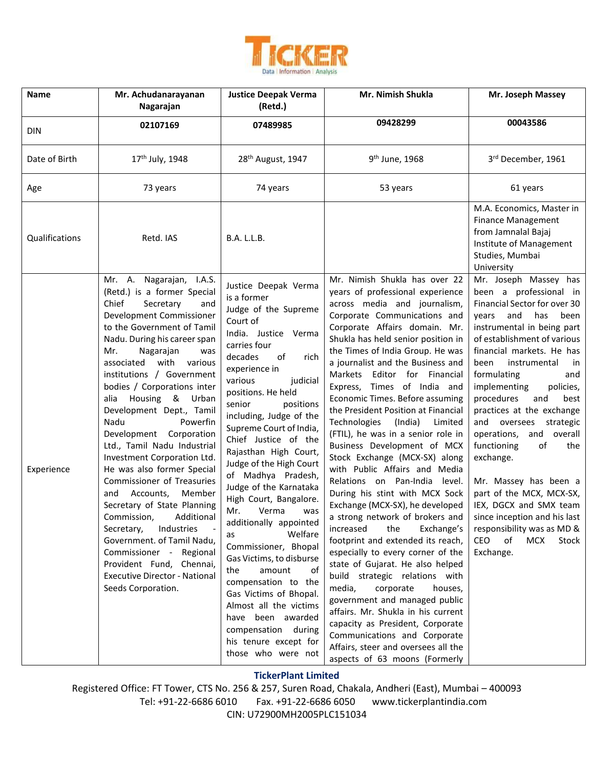| Name | Mr. Achudanarayanan Nagarajan | Justice Deepak Verma (Retd.) | Mr. Nimish Shukla | Mr. Joseph Massey |
|---|---|---|---|---|
| DIN | 02107169 | 07489985 | 09428299 | 00043586 |
| Date of Birth | 17th July, 1948 | 28th August, 1947 | 9th June, 1968 | 3rd December, 1961 |
| Age | 73 years | 74 years | 53 years | 61 years |
| Qualifications | Retd. IAS | B.A. L.L.B. | | M.A. Economics, Master in Finance Management from Jamnalal Bajaj Institute of Management Studies, Mumbai University |
| Experience | Mr. A. Nagarajan, I.A.S. (Retd.) is a former Special Chief Secretary and Development Commissioner to the Government of Tamil Nadu. During his career span Mr. Nagarajan was associated with various institutions / Government bodies / Corporations inter alia Housing & Urban Development Dept., Tamil Nadu Powerfin Development Corporation Ltd., Tamil Nadu Industrial Investment Corporation Ltd. He was also former Special Commissioner of Treasuries and Accounts, Member Secretary of State Planning Commission, Additional Secretary, Industries - Government. of Tamil Nadu, Commissioner - Regional Provident Fund, Chennai, Executive Director - National Seeds Corporation. | Justice Deepak Verma is a former Judge of the Supreme Court of India. Justice Verma carries four decades of rich experience in various judicial positions. He held senior positions including, Judge of the Supreme Court of India, Chief Justice of the Rajasthan High Court, Judge of the High Court of Madhya Pradesh, Judge of the Karnataka High Court, Bangalore. Mr. Verma was additionally appointed as Welfare Commissioner, Bhopal Gas Victims, to disburse the amount of compensation to the Gas Victims of Bhopal. Almost all the victims have been awarded compensation during his tenure except for those who were not | Mr. Nimish Shukla has over 22 years of professional experience across media and journalism, Corporate Communications and Corporate Affairs domain. Mr. Shukla has held senior position in the Times of India Group. He was a journalist and the Business and Markets Editor for Financial Express, Times of India and Economic Times. Before assuming the President Position at Financial Technologies (India) Limited (FTIL), he was in a senior role in Business Development of MCX Stock Exchange (MCX-SX) along with Public Affairs and Media Relations on Pan-India level. During his stint with MCX Sock Exchange (MCX-SX), he developed a strong network of brokers and increased the Exchange's footprint and extended its reach, especially to every corner of the state of Gujarat. He also helped build strategic relations with media, corporate houses, government and managed public affairs. Mr. Shukla in his current capacity as President, Corporate Communications and Corporate Affairs, steer and oversees all the aspects of 63 moons (Formerly | Mr. Joseph Massey has been a professional in Financial Sector for over 30 years and has been instrumental in being part of establishment of various financial markets. He has been instrumental in formulating and implementing policies, procedures and best practices at the exchange and oversees strategic operations, and overall functioning of the exchange.<br><br>Mr. Massey has been a part of the MCX, MCX-SX, IEX, DGCX and SMX team since inception and his last responsibility was as MD & CEO of MCX Stock Exchange. |

**TickerPlant Limited**
Registered Office: FT Tower, CTS No. 256 & 257, Suren Road, Chakala, Andheri (East), Mumbai – 400093
Tel: +91-22-6686 6010 Fax. +91-22-6686 6050 www.tickerplantindia.com
CIN: U72900MH2005PLC151034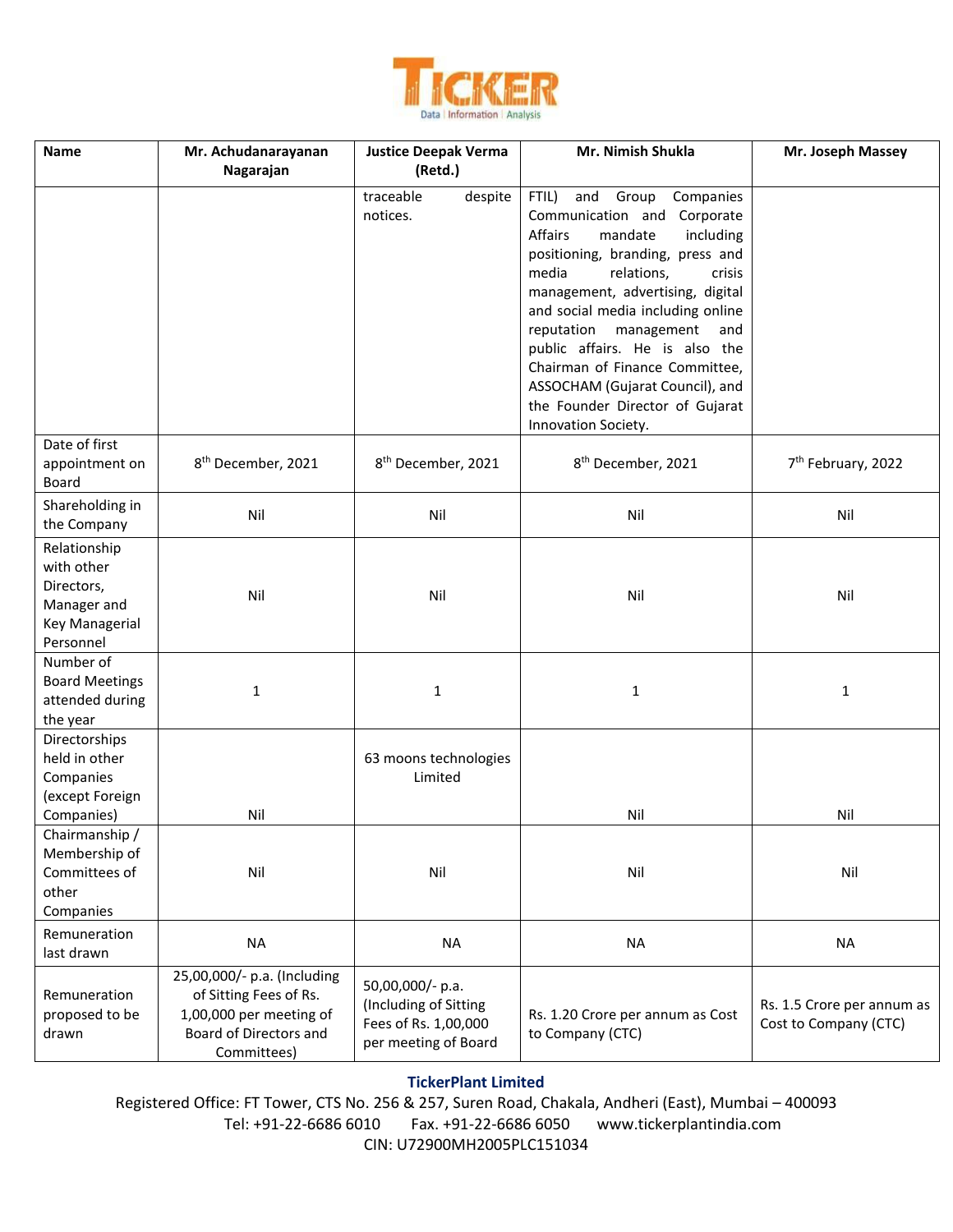| Name | Mr. Achudanarayanan Nagarajan | Justice Deepak Verma (Retd.) | Mr. Nimish Shukla | Mr. Joseph Massey |
|---|---|---|---|---|
| | | traceable despite notices. | FTIL) and Group Companies Communication and Corporate Affairs mandate including positioning, branding, press and media relations, crisis management, advertising, digital and social media including online reputation management and public affairs. He is also the Chairman of Finance Committee, ASSOCHAM (Gujarat Council), and the Founder Director of Gujarat Innovation Society. | |
| Date of first appointment on Board | 8th December, 2021 | 8th December, 2021 | 8th December, 2021 | 7th February, 2022 |
| Shareholding in the Company | Nil | Nil | Nil | Nil |
| Relationship with other Directors, Manager and Key Managerial Personnel | Nil | Nil | Nil | Nil |
| Number of Board Meetings attended during the year | 1 | 1 | 1 | 1 |
| Directorships held in other Companies (except Foreign Companies) | Nil | 63 moons technologies Limited | Nil | Nil |
| Chairmanship / Membership of Committees of other Companies | Nil | Nil | Nil | Nil |
| Remuneration last drawn | NA | NA | NA | NA |
| Remuneration proposed to be drawn | 25,00,000/- p.a. (Including of Sitting Fees of Rs. 1,00,000 per meeting of Board of Directors and Committees) | 50,00,000/- p.a. (Including of Sitting Fees of Rs. 1,00,000 per meeting of Board | Rs. 1.20 Crore per annum as Cost to Company (CTC) | Rs. 1.5 Crore per annum as Cost to Company (CTC) |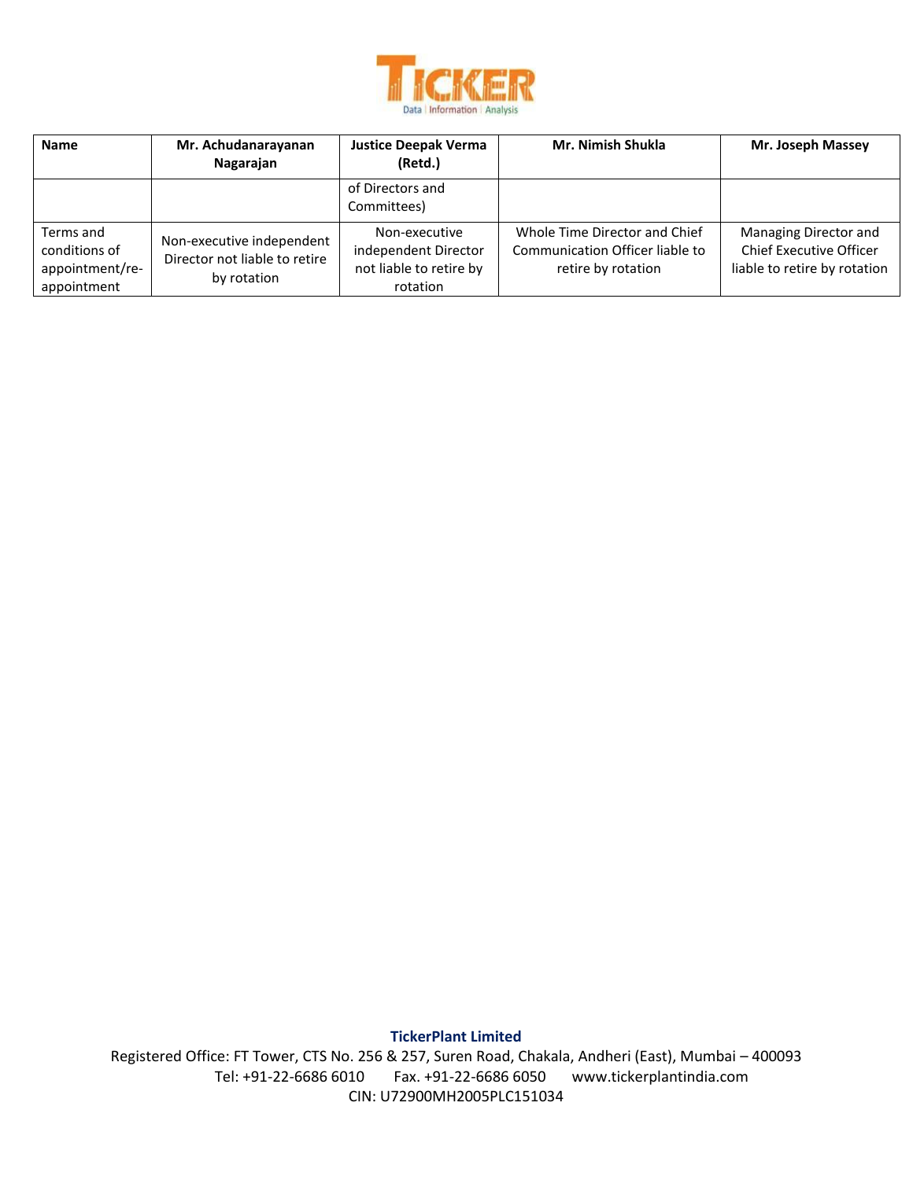| Name | Mr. Achudanarayanan Nagarajan | Justice Deepak Verma (Retd.) | Mr. Nimish Shukla | Mr. Joseph Massey |
|---|---|---|---|---|
| | | of Directors and Committees) | | |
| Terms and conditions of appointment/re-appointment | Non-executive independent Director not liable to retire by rotation | Non-executive independent Director not liable to retire by rotation | Whole Time Director and Chief Communication Officer liable to retire by rotation | Managing Director and Chief Executive Officer liable to retire by rotation |

**TickerPlant Limited**

Registered Office: FT Tower, CTS No. 256 & 257, Suren Road, Chakala, Andheri (East), Mumbai – 400093

Tel: +91-22-6686 6010 Fax. +91-22-6686 6050 www.tickerplantindia.com

CIN: U72900MH2005PLC151034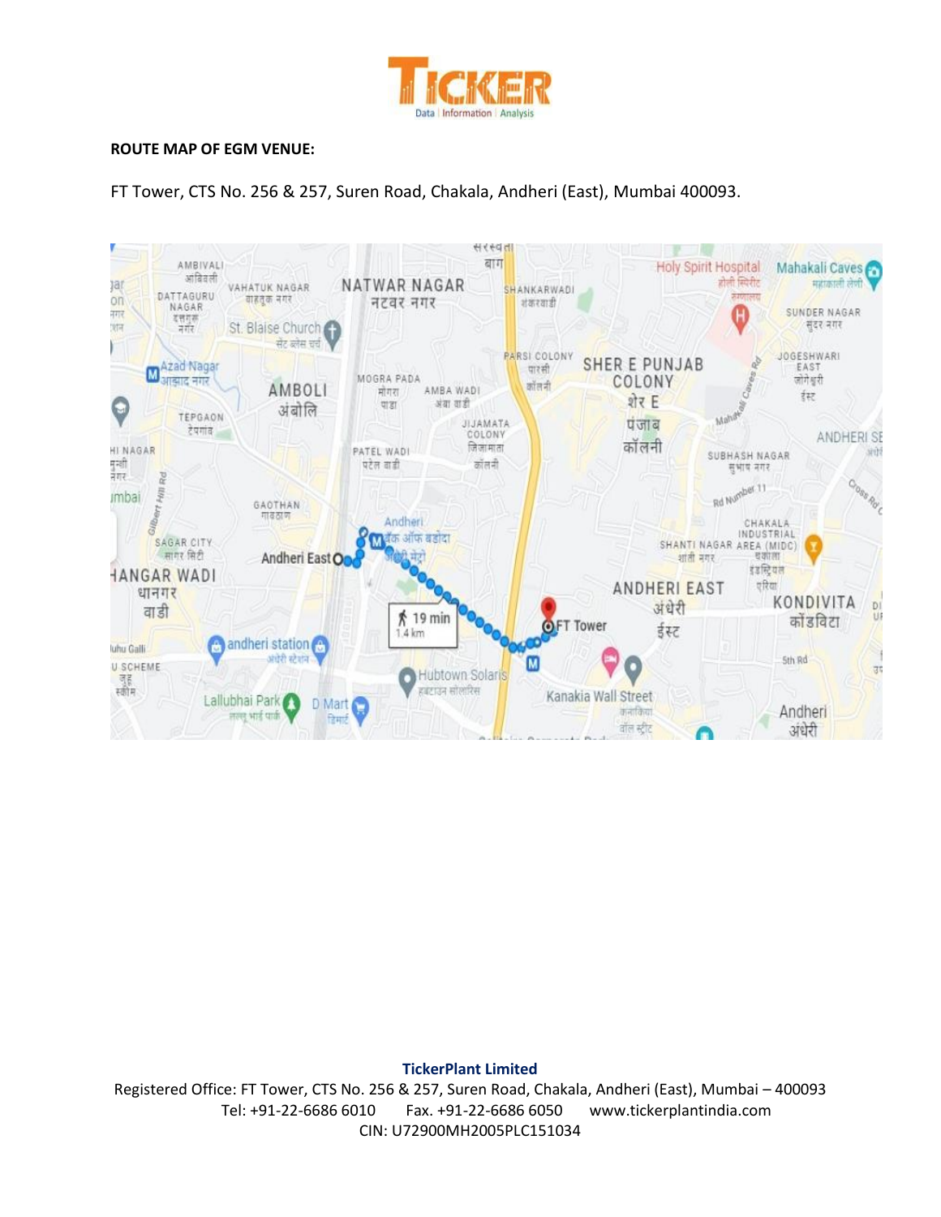**ROUTE MAP OF EGM VENUE:**

FT Tower, CTS No. 256 & 257, Suren Road, Chakala, Andheri (East), Mumbai 400093.

**TickerPlant Limited**

Registered Office: FT Tower, CTS No. 256 & 257, Suren Road, Chakala, Andheri (East), Mumbai – 400093

Tel: +91-22-6686 6010 Fax. +91-22-6686 6050 www.tickerplantindia.com

CIN: U72900MH2005PLC151034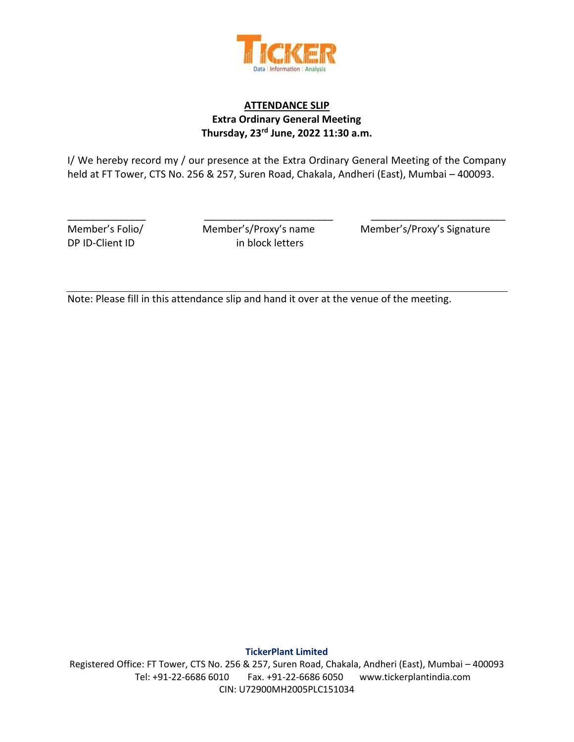TICKER

Data | Information | Analysis

## ATTENDANCE SLIP

**Extra Ordinary General Meeting**

**Thursday, 23rd June, 2022 11:30 a.m.**

I/ We hereby record my / our presence at the Extra Ordinary General Meeting of the Company held at FT Tower, CTS No. 256 & 257, Suren Road, Chakala, Andheri (East), Mumbai – 400093.

| ______________ | ________________________ | _________________________ |
|---|---|---|
| Member's Folio/ DP ID-Client ID | Member's/Proxy's name in block letters | Member's/Proxy's Signature |

Note: Please fill in this attendance slip and hand it over at the venue of the meeting.

**TickerPlant Limited**

Registered Office: FT Tower, CTS No. 256 & 257, Suren Road, Chakala, Andheri (East), Mumbai – 400093

Tel: +91-22-6686 6010 Fax. +91-22-6686 6050 www.tickerplantindia.com

CIN: U72900MH2005PLC151034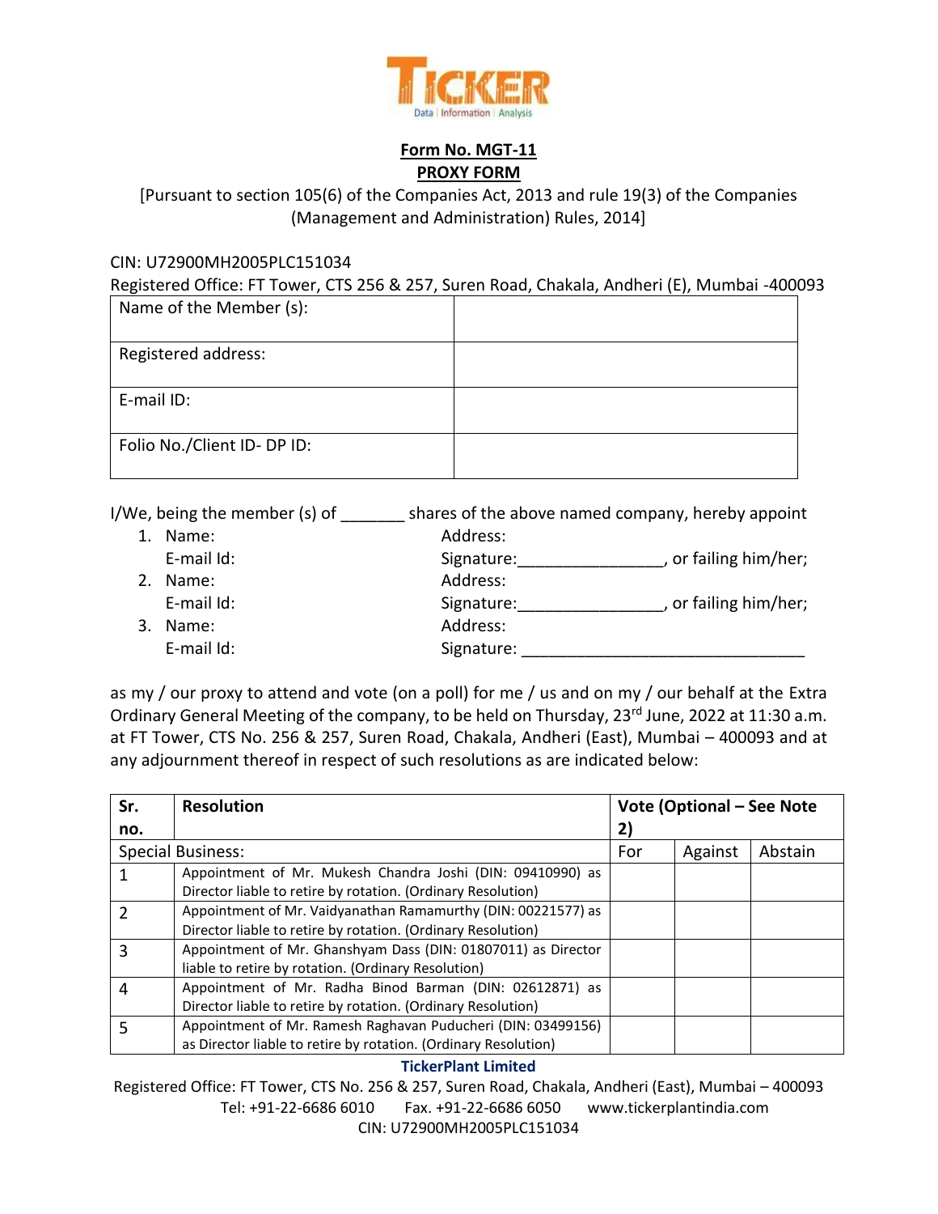TICKER

Data | Information | Analysis

**Form No. MGT-11**

**PROXY FORM**

[Pursuant to section 105(6) of the Companies Act, 2013 and rule 19(3) of the Companies (Management and Administration) Rules, 2014]

CIN: U72900MH2005PLC151034

Registered Office: FT Tower, CTS 256 & 257, Suren Road, Chakala, Andheri (E), Mumbai -400093

| Name of the Member (s): | |
|---|---|
| Registered address: | |
| E-mail ID: | |
| Folio No./Client ID- DP ID: | |

I/We, being the member (s) of _______ shares of the above named company, hereby appoint

1. Name: Address:
   E-mail Id: Signature:________________, or failing him/her;
2. Name: Address:
   E-mail Id: Signature:________________, or failing him/her;
3. Name: Address:
   E-mail Id: Signature: _______________________________

as my / our proxy to attend and vote (on a poll) for me / us and on my / our behalf at the Extra Ordinary General Meeting of the company, to be held on Thursday, 23rd June, 2022 at 11:30 a.m. at FT Tower, CTS No. 256 & 257, Suren Road, Chakala, Andheri (East), Mumbai – 400093 and at any adjournment thereof in respect of such resolutions as are indicated below:

| **Sr. no.** | **Resolution** | **Vote (Optional – See Note 2)** | | |
|---|---|---|---|---|
| Special Business: | | For | Against | Abstain |
| 1 | Appointment of Mr. Mukesh Chandra Joshi (DIN: 09410990) as Director liable to retire by rotation. (Ordinary Resolution) | | | |
| 2 | Appointment of Mr. Vaidyanathan Ramamurthy (DIN: 00221577) as Director liable to retire by rotation. (Ordinary Resolution) | | | |
| 3 | Appointment of Mr. Ghanshyam Dass (DIN: 01807011) as Director liable to retire by rotation. (Ordinary Resolution) | | | |
| 4 | Appointment of Mr. Radha Binod Barman (DIN: 02612871) as Director liable to retire by rotation. (Ordinary Resolution) | | | |
| 5 | Appointment of Mr. Ramesh Raghavan Puducheri (DIN: 03499156) as Director liable to retire by rotation. (Ordinary Resolution) | | | |

**TickerPlant Limited**

Registered Office: FT Tower, CTS No. 256 & 257, Suren Road, Chakala, Andheri (East), Mumbai – 400093

Tel: +91-22-6686 6010 Fax. +91-22-6686 6050 www.tickerplantindia.com

CIN: U72900MH2005PLC151034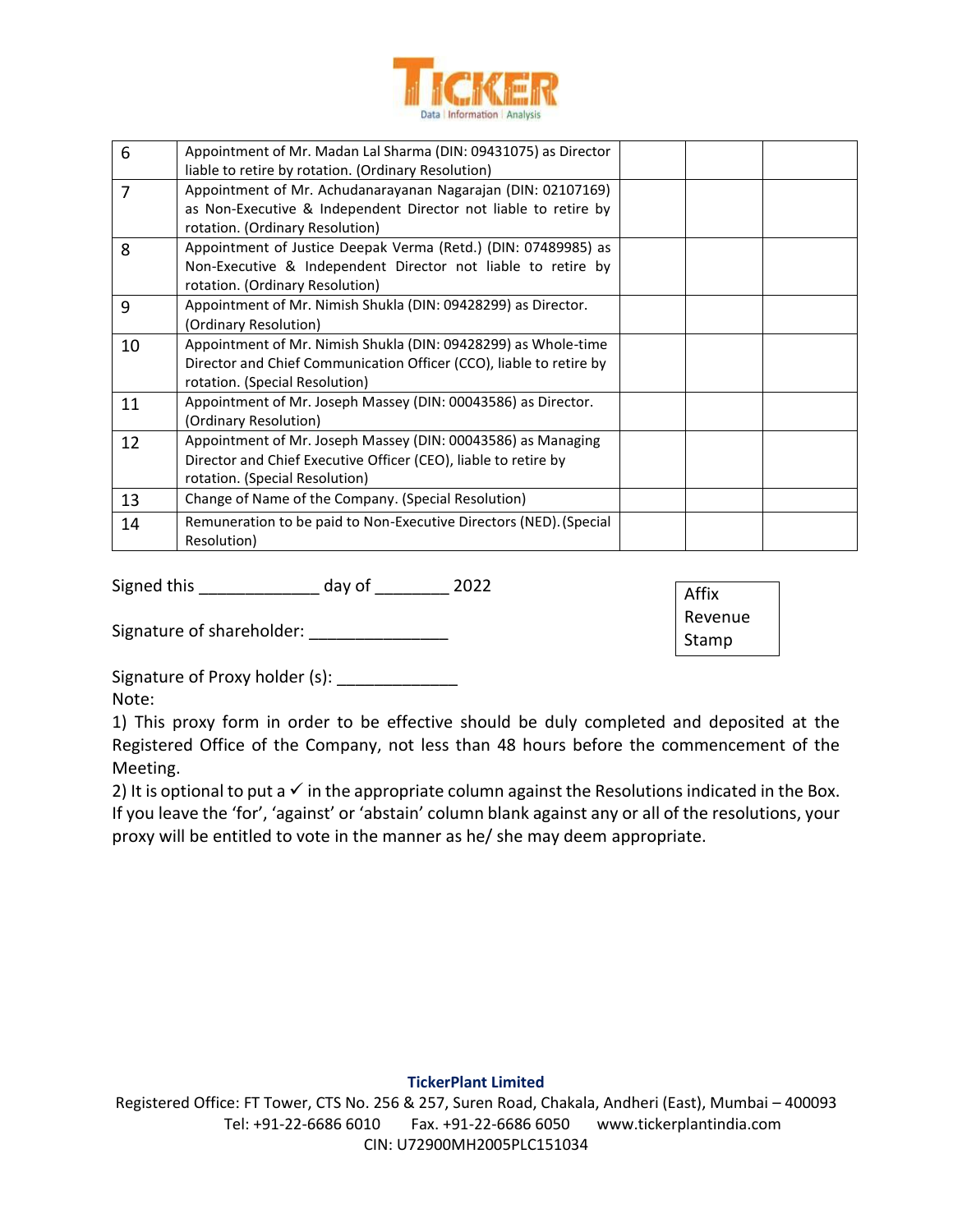| | | | | |
|---|---|---|---|---|
| 6 | Appointment of Mr. Madan Lal Sharma (DIN: 09431075) as Director liable to retire by rotation. (Ordinary Resolution) | | | |
| 7 | Appointment of Mr. Achudanarayanan Nagarajan (DIN: 02107169) as Non-Executive & Independent Director not liable to retire by rotation. (Ordinary Resolution) | | | |
| 8 | Appointment of Justice Deepak Verma (Retd.) (DIN: 07489985) as Non-Executive & Independent Director not liable to retire by rotation. (Ordinary Resolution) | | | |
| 9 | Appointment of Mr. Nimish Shukla (DIN: 09428299) as Director. (Ordinary Resolution) | | | |
| 10 | Appointment of Mr. Nimish Shukla (DIN: 09428299) as Whole-time Director and Chief Communication Officer (CCO), liable to retire by rotation. (Special Resolution) | | | |
| 11 | Appointment of Mr. Joseph Massey (DIN: 00043586) as Director. (Ordinary Resolution) | | | |
| 12 | Appointment of Mr. Joseph Massey (DIN: 00043586) as Managing Director and Chief Executive Officer (CEO), liable to retire by rotation. (Special Resolution) | | | |
| 13 | Change of Name of the Company. (Special Resolution) | | | |
| 14 | Remuneration to be paid to Non-Executive Directors (NED). (Special Resolution) | | | |

Signed this _____________ day of ________ 2022

Signature of shareholder: _______________

Affix Revenue Stamp

Signature of Proxy holder (s): _____________

Note:

1) This proxy form in order to be effective should be duly completed and deposited at the Registered Office of the Company, not less than 48 hours before the commencement of the Meeting.

2) It is optional to put a ✓ in the appropriate column against the Resolutions indicated in the Box. If you leave the 'for', 'against' or 'abstain' column blank against any or all of the resolutions, your proxy will be entitled to vote in the manner as he/ she may deem appropriate.